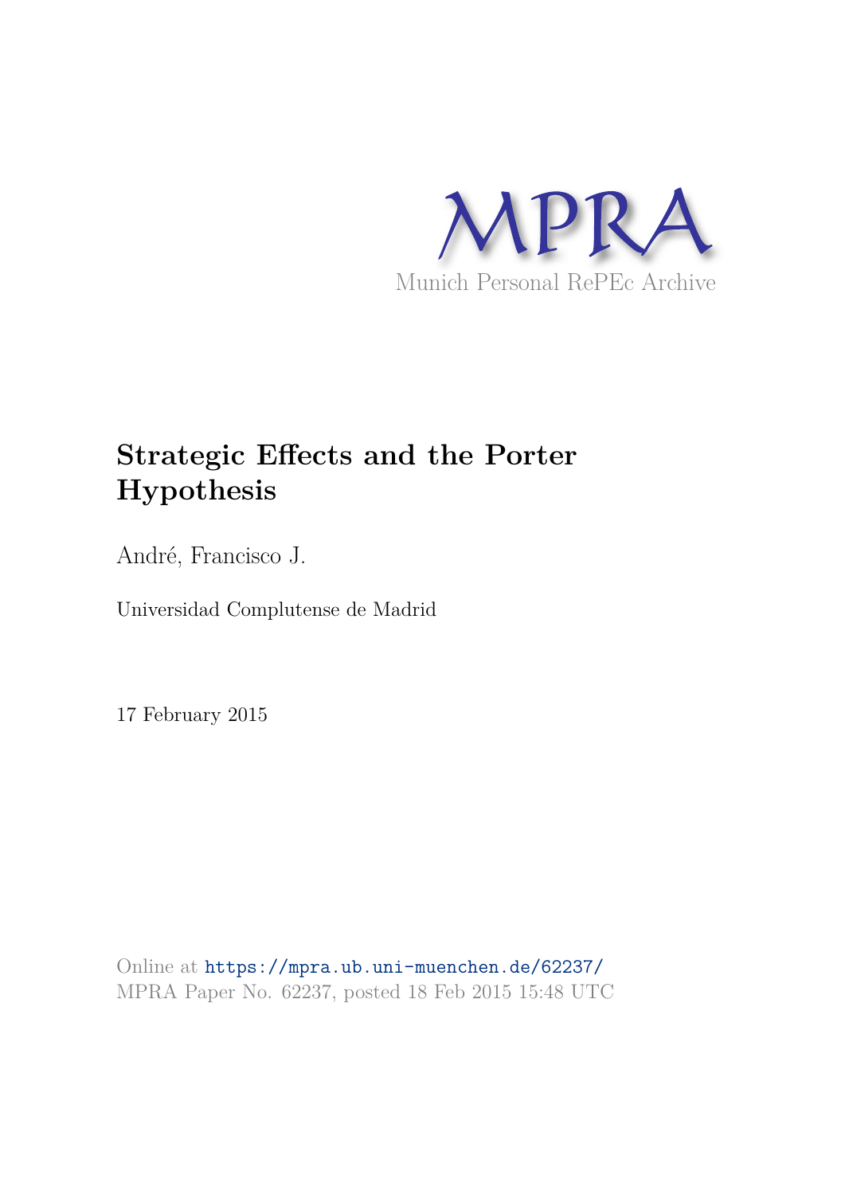MPRA

Munich Personal RePEc Archive

# Strategic Effects and the Porter Hypothesis

André, Francisco J.

Universidad Complutense de Madrid

17 February 2015

Online at https://mpra.ub.uni-muenchen.de/62237/
MPRA Paper No. 62237, posted 18 Feb 2015 15:48 UTC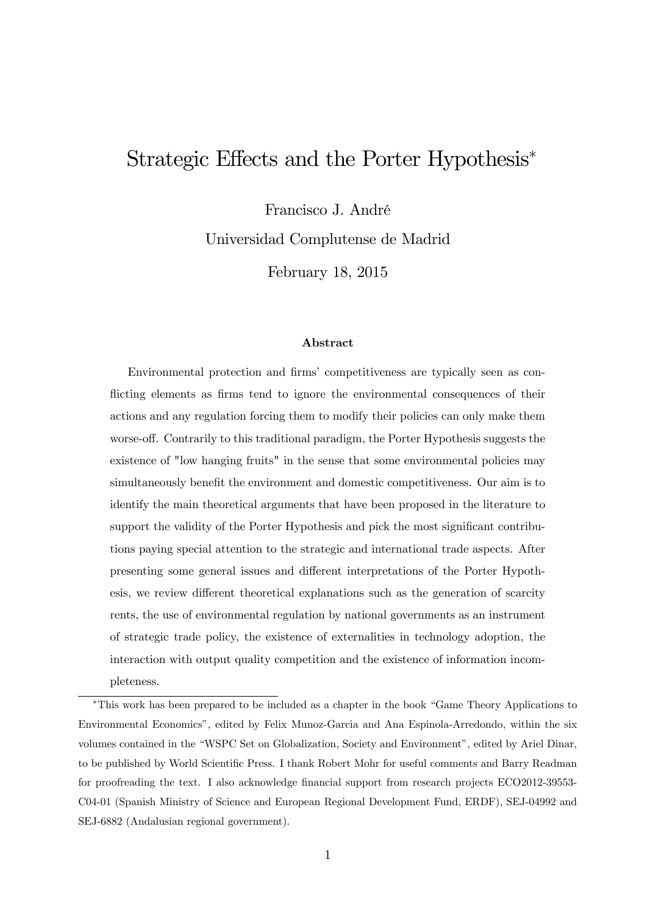# Strategic Effects and the Porter Hypothesis*

Francisco J. André

Universidad Complutense de Madrid

February 18, 2015

### Abstract

Environmental protection and firms' competitiveness are typically seen as conflicting elements as firms tend to ignore the environmental consequences of their actions and any regulation forcing them to modify their policies can only make them worse-off. Contrarily to this traditional paradigm, the Porter Hypothesis suggests the existence of "low hanging fruits" in the sense that some environmental policies may simultaneously benefit the environment and domestic competitiveness. Our aim is to identify the main theoretical arguments that have been proposed in the literature to support the validity of the Porter Hypothesis and pick the most significant contributions paying special attention to the strategic and international trade aspects. After presenting some general issues and different interpretations of the Porter Hypothesis, we review different theoretical explanations such as the generation of scarcity rents, the use of environmental regulation by national governments as an instrument of strategic trade policy, the existence of externalities in technology adoption, the interaction with output quality competition and the existence of information incompleteness.

*This work has been prepared to be included as a chapter in the book "Game Theory Applications to Environmental Economics", edited by Felix Munoz-Garcia and Ana Espinola-Arredondo, within the six volumes contained in the "WSPC Set on Globalization, Society and Environment", edited by Ariel Dinar, to be published by World Scientific Press. I thank Robert Mohr for useful comments and Barry Readman for proofreading the text. I also acknowledge financial support from research projects ECO2012-39553-C04-01 (Spanish Ministry of Science and European Regional Development Fund, ERDF), SEJ-04992 and SEJ-6882 (Andalusian regional government).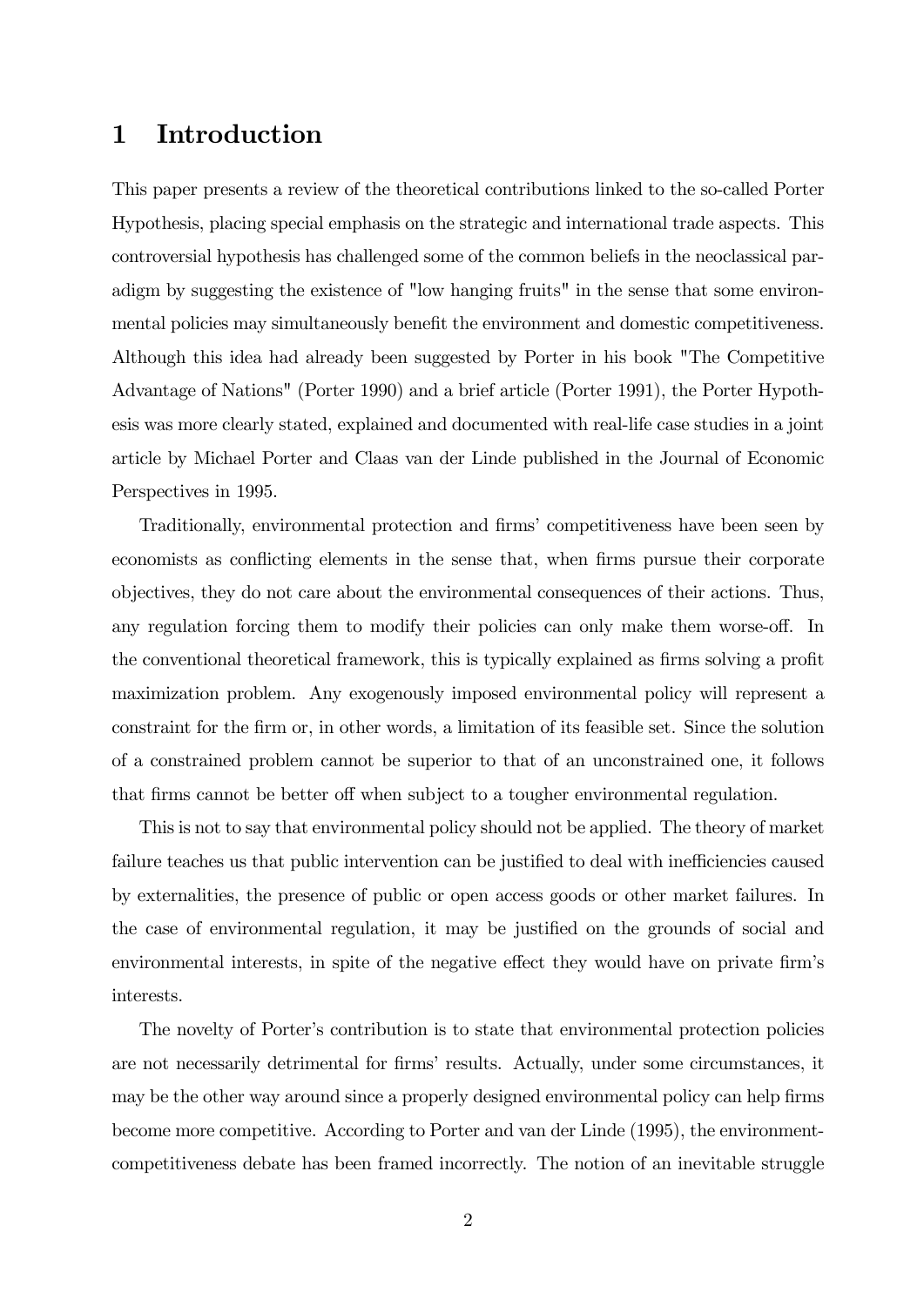# 1 Introduction

This paper presents a review of the theoretical contributions linked to the so-called Porter Hypothesis, placing special emphasis on the strategic and international trade aspects. This controversial hypothesis has challenged some of the common beliefs in the neoclassical paradigm by suggesting the existence of "low hanging fruits" in the sense that some environmental policies may simultaneously benefit the environment and domestic competitiveness. Although this idea had already been suggested by Porter in his book "The Competitive Advantage of Nations" (Porter 1990) and a brief article (Porter 1991), the Porter Hypothesis was more clearly stated, explained and documented with real-life case studies in a joint article by Michael Porter and Claas van der Linde published in the Journal of Economic Perspectives in 1995.

Traditionally, environmental protection and firms' competitiveness have been seen by economists as conflicting elements in the sense that, when firms pursue their corporate objectives, they do not care about the environmental consequences of their actions. Thus, any regulation forcing them to modify their policies can only make them worse-off. In the conventional theoretical framework, this is typically explained as firms solving a profit maximization problem. Any exogenously imposed environmental policy will represent a constraint for the firm or, in other words, a limitation of its feasible set. Since the solution of a constrained problem cannot be superior to that of an unconstrained one, it follows that firms cannot be better off when subject to a tougher environmental regulation.

This is not to say that environmental policy should not be applied. The theory of market failure teaches us that public intervention can be justified to deal with inefficiencies caused by externalities, the presence of public or open access goods or other market failures. In the case of environmental regulation, it may be justified on the grounds of social and environmental interests, in spite of the negative effect they would have on private firm's interests.

The novelty of Porter's contribution is to state that environmental protection policies are not necessarily detrimental for firms' results. Actually, under some circumstances, it may be the other way around since a properly designed environmental policy can help firms become more competitive. According to Porter and van der Linde (1995), the environment-competitiveness debate has been framed incorrectly. The notion of an inevitable struggle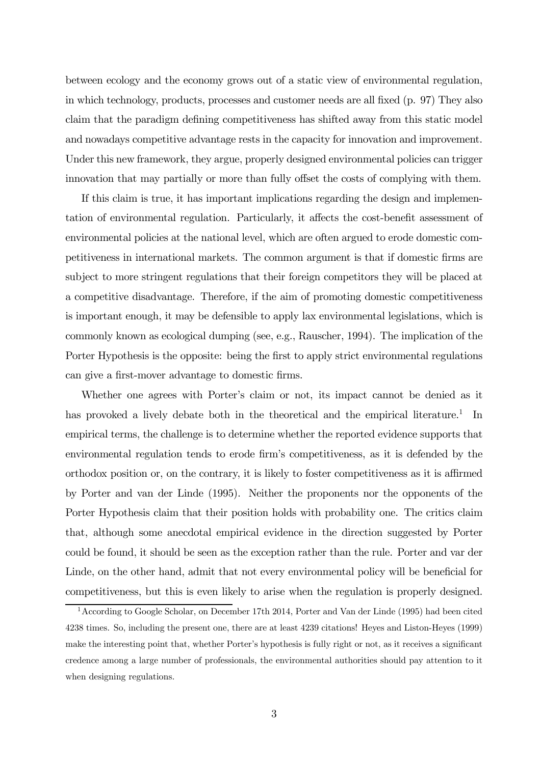between ecology and the economy grows out of a static view of environmental regulation, in which technology, products, processes and customer needs are all fixed (p. 97) They also claim that the paradigm defining competitiveness has shifted away from this static model and nowadays competitive advantage rests in the capacity for innovation and improvement. Under this new framework, they argue, properly designed environmental policies can trigger innovation that may partially or more than fully offset the costs of complying with them.

If this claim is true, it has important implications regarding the design and implementation of environmental regulation. Particularly, it affects the cost-benefit assessment of environmental policies at the national level, which are often argued to erode domestic competitiveness in international markets. The common argument is that if domestic firms are subject to more stringent regulations that their foreign competitors they will be placed at a competitive disadvantage. Therefore, if the aim of promoting domestic competitiveness is important enough, it may be defensible to apply lax environmental legislations, which is commonly known as ecological dumping (see, e.g., Rauscher, 1994). The implication of the Porter Hypothesis is the opposite: being the first to apply strict environmental regulations can give a first-mover advantage to domestic firms.

Whether one agrees with Porter's claim or not, its impact cannot be denied as it has provoked a lively debate both in the theoretical and the empirical literature.[1] In empirical terms, the challenge is to determine whether the reported evidence supports that environmental regulation tends to erode firm's competitiveness, as it is defended by the orthodox position or, on the contrary, it is likely to foster competitiveness as it is affirmed by Porter and van der Linde (1995). Neither the proponents nor the opponents of the Porter Hypothesis claim that their position holds with probability one. The critics claim that, although some anecdotal empirical evidence in the direction suggested by Porter could be found, it should be seen as the exception rather than the rule. Porter and var der Linde, on the other hand, admit that not every environmental policy will be beneficial for competitiveness, but this is even likely to arise when the regulation is properly designed.

[1] According to Google Scholar, on December 17th 2014, Porter and Van der Linde (1995) had been cited 4238 times. So, including the present one, there are at least 4239 citations! Heyes and Liston-Heyes (1999) make the interesting point that, whether Porter's hypothesis is fully right or not, as it receives a significant credence among a large number of professionals, the environmental authorities should pay attention to it when designing regulations.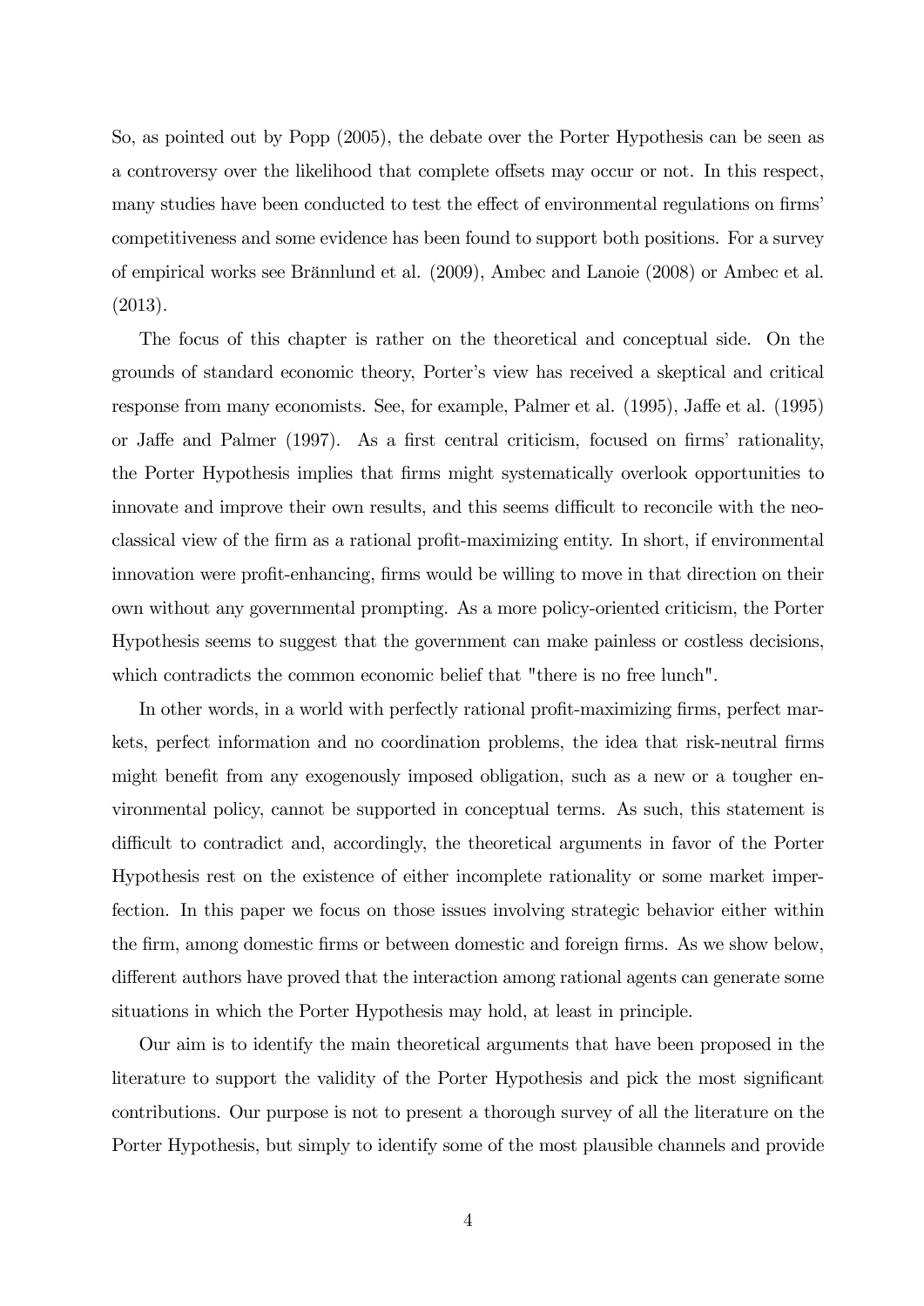So, as pointed out by Popp (2005), the debate over the Porter Hypothesis can be seen as a controversy over the likelihood that complete offsets may occur or not. In this respect, many studies have been conducted to test the effect of environmental regulations on firms' competitiveness and some evidence has been found to support both positions. For a survey of empirical works see Brännlund et al. (2009), Ambec and Lanoie (2008) or Ambec et al. (2013).

The focus of this chapter is rather on the theoretical and conceptual side. On the grounds of standard economic theory, Porter's view has received a skeptical and critical response from many economists. See, for example, Palmer et al. (1995), Jaffe et al. (1995) or Jaffe and Palmer (1997). As a first central criticism, focused on firms' rationality, the Porter Hypothesis implies that firms might systematically overlook opportunities to innovate and improve their own results, and this seems difficult to reconcile with the neoclassical view of the firm as a rational profit-maximizing entity. In short, if environmental innovation were profit-enhancing, firms would be willing to move in that direction on their own without any governmental prompting. As a more policy-oriented criticism, the Porter Hypothesis seems to suggest that the government can make painless or costless decisions, which contradicts the common economic belief that "there is no free lunch".

In other words, in a world with perfectly rational profit-maximizing firms, perfect markets, perfect information and no coordination problems, the idea that risk-neutral firms might benefit from any exogenously imposed obligation, such as a new or a tougher environmental policy, cannot be supported in conceptual terms. As such, this statement is difficult to contradict and, accordingly, the theoretical arguments in favor of the Porter Hypothesis rest on the existence of either incomplete rationality or some market imperfection. In this paper we focus on those issues involving strategic behavior either within the firm, among domestic firms or between domestic and foreign firms. As we show below, different authors have proved that the interaction among rational agents can generate some situations in which the Porter Hypothesis may hold, at least in principle.

Our aim is to identify the main theoretical arguments that have been proposed in the literature to support the validity of the Porter Hypothesis and pick the most significant contributions. Our purpose is not to present a thorough survey of all the literature on the Porter Hypothesis, but simply to identify some of the most plausible channels and provide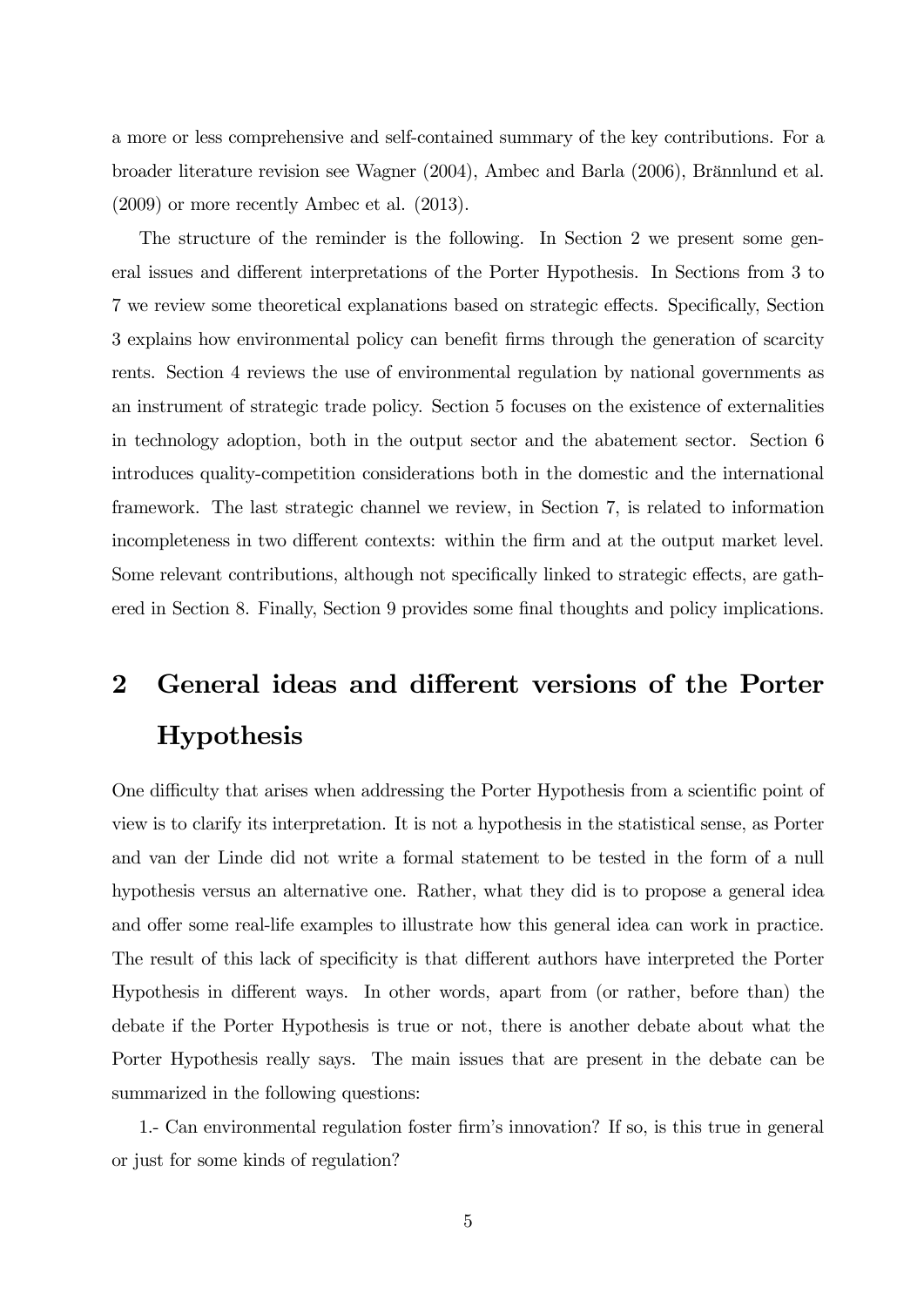a more or less comprehensive and self-contained summary of the key contributions. For a broader literature revision see Wagner (2004), Ambec and Barla (2006), Brännlund et al. (2009) or more recently Ambec et al. (2013).

The structure of the reminder is the following. In Section 2 we present some general issues and different interpretations of the Porter Hypothesis. In Sections from 3 to 7 we review some theoretical explanations based on strategic effects. Specifically, Section 3 explains how environmental policy can benefit firms through the generation of scarcity rents. Section 4 reviews the use of environmental regulation by national governments as an instrument of strategic trade policy. Section 5 focuses on the existence of externalities in technology adoption, both in the output sector and the abatement sector. Section 6 introduces quality-competition considerations both in the domestic and the international framework. The last strategic channel we review, in Section 7, is related to information incompleteness in two different contexts: within the firm and at the output market level. Some relevant contributions, although not specifically linked to strategic effects, are gathered in Section 8. Finally, Section 9 provides some final thoughts and policy implications.

# 2 General ideas and different versions of the Porter Hypothesis

One difficulty that arises when addressing the Porter Hypothesis from a scientific point of view is to clarify its interpretation. It is not a hypothesis in the statistical sense, as Porter and van der Linde did not write a formal statement to be tested in the form of a null hypothesis versus an alternative one. Rather, what they did is to propose a general idea and offer some real-life examples to illustrate how this general idea can work in practice. The result of this lack of specificity is that different authors have interpreted the Porter Hypothesis in different ways. In other words, apart from (or rather, before than) the debate if the Porter Hypothesis is true or not, there is another debate about what the Porter Hypothesis really says. The main issues that are present in the debate can be summarized in the following questions:

1.- Can environmental regulation foster firm's innovation? If so, is this true in general or just for some kinds of regulation?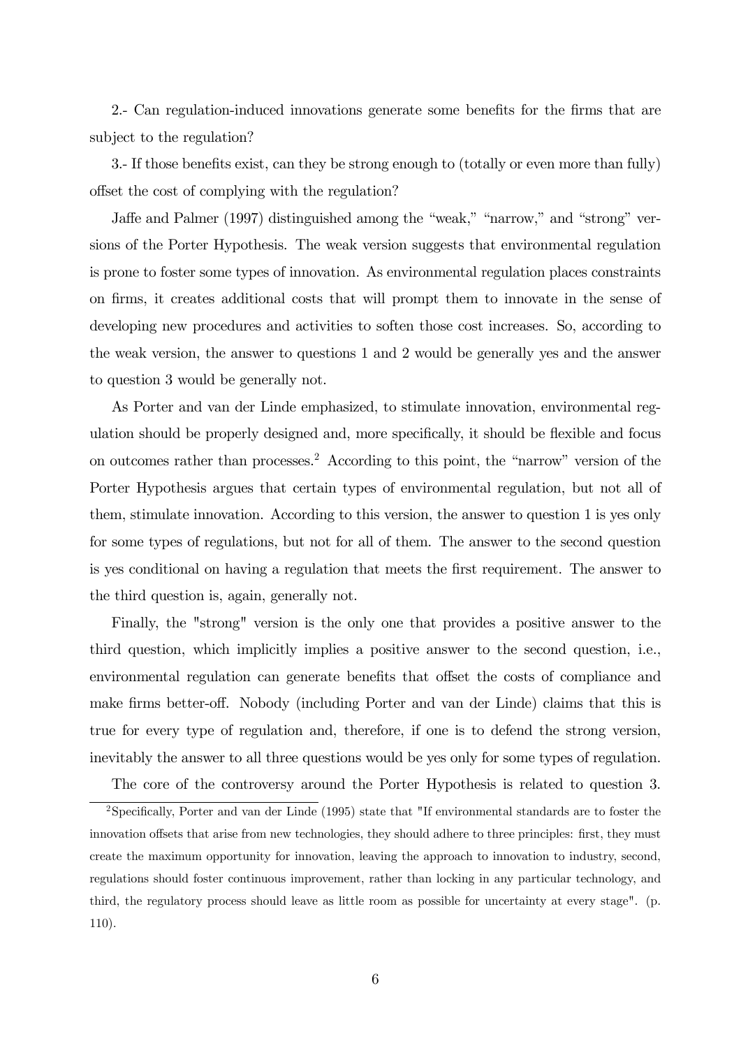2.- Can regulation-induced innovations generate some benefits for the firms that are subject to the regulation?

3.- If those benefits exist, can they be strong enough to (totally or even more than fully) offset the cost of complying with the regulation?

Jaffe and Palmer (1997) distinguished among the “weak,” “narrow,” and “strong” versions of the Porter Hypothesis. The weak version suggests that environmental regulation is prone to foster some types of innovation. As environmental regulation places constraints on firms, it creates additional costs that will prompt them to innovate in the sense of developing new procedures and activities to soften those cost increases. So, according to the weak version, the answer to questions 1 and 2 would be generally yes and the answer to question 3 would be generally not.

As Porter and van der Linde emphasized, to stimulate innovation, environmental regulation should be properly designed and, more specifically, it should be flexible and focus on outcomes rather than processes.[2] According to this point, the “narrow” version of the Porter Hypothesis argues that certain types of environmental regulation, but not all of them, stimulate innovation. According to this version, the answer to question 1 is yes only for some types of regulations, but not for all of them. The answer to the second question is yes conditional on having a regulation that meets the first requirement. The answer to the third question is, again, generally not.

Finally, the "strong" version is the only one that provides a positive answer to the third question, which implicitly implies a positive answer to the second question, i.e., environmental regulation can generate benefits that offset the costs of compliance and make firms better-off. Nobody (including Porter and van der Linde) claims that this is true for every type of regulation and, therefore, if one is to defend the strong version, inevitably the answer to all three questions would be yes only for some types of regulation.

The core of the controversy around the Porter Hypothesis is related to question 3.

[2] Specifically, Porter and van der Linde (1995) state that "If environmental standards are to foster the innovation offsets that arise from new technologies, they should adhere to three principles: first, they must create the maximum opportunity for innovation, leaving the approach to innovation to industry, second, regulations should foster continuous improvement, rather than locking in any particular technology, and third, the regulatory process should leave as little room as possible for uncertainty at every stage". (p. 110).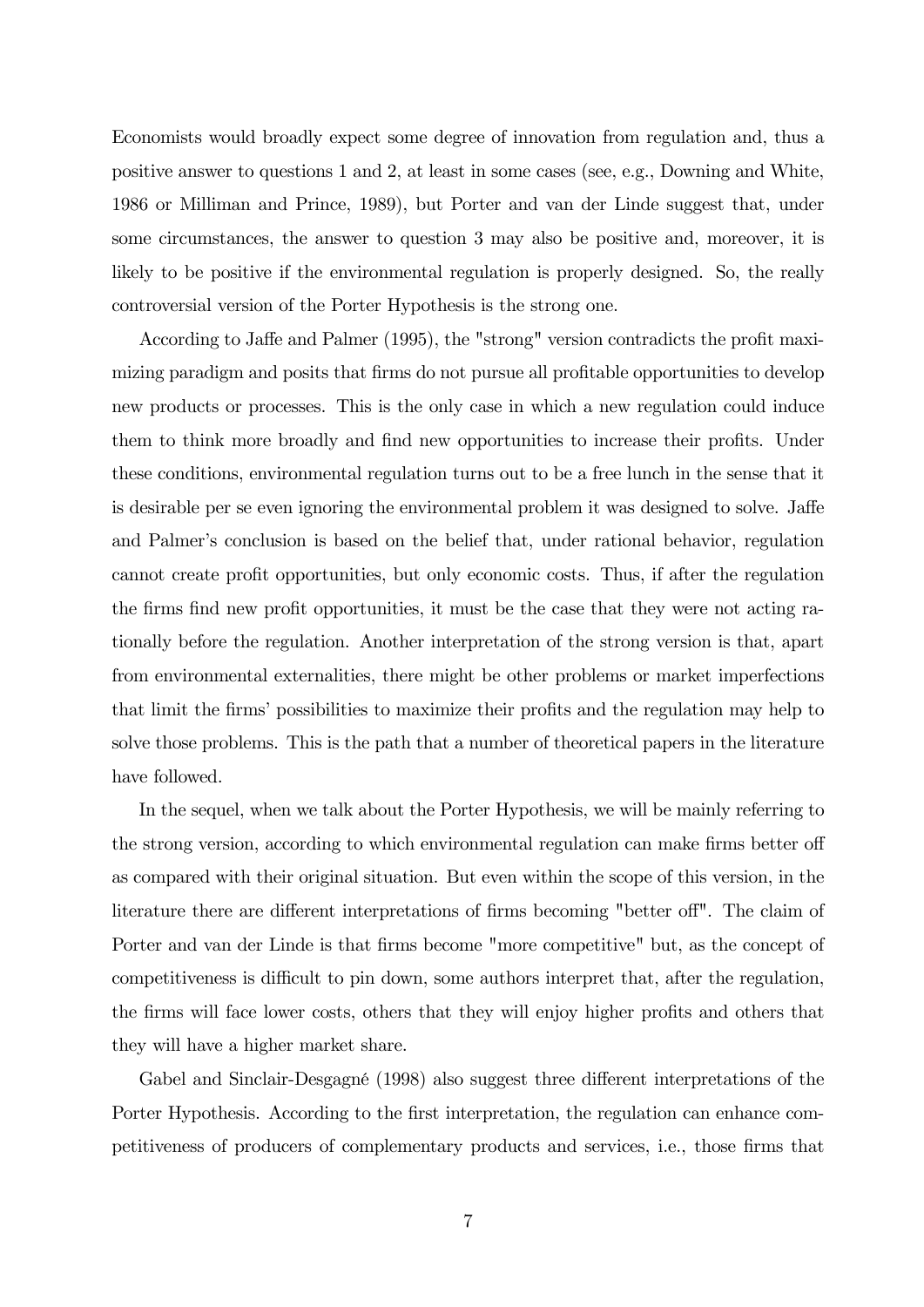Economists would broadly expect some degree of innovation from regulation and, thus a positive answer to questions 1 and 2, at least in some cases (see, e.g., Downing and White, 1986 or Milliman and Prince, 1989), but Porter and van der Linde suggest that, under some circumstances, the answer to question 3 may also be positive and, moreover, it is likely to be positive if the environmental regulation is properly designed. So, the really controversial version of the Porter Hypothesis is the strong one.

According to Jaffe and Palmer (1995), the "strong" version contradicts the profit maximizing paradigm and posits that firms do not pursue all profitable opportunities to develop new products or processes. This is the only case in which a new regulation could induce them to think more broadly and find new opportunities to increase their profits. Under these conditions, environmental regulation turns out to be a free lunch in the sense that it is desirable per se even ignoring the environmental problem it was designed to solve. Jaffe and Palmer's conclusion is based on the belief that, under rational behavior, regulation cannot create profit opportunities, but only economic costs. Thus, if after the regulation the firms find new profit opportunities, it must be the case that they were not acting rationally before the regulation. Another interpretation of the strong version is that, apart from environmental externalities, there might be other problems or market imperfections that limit the firms' possibilities to maximize their profits and the regulation may help to solve those problems. This is the path that a number of theoretical papers in the literature have followed.

In the sequel, when we talk about the Porter Hypothesis, we will be mainly referring to the strong version, according to which environmental regulation can make firms better off as compared with their original situation. But even within the scope of this version, in the literature there are different interpretations of firms becoming "better off". The claim of Porter and van der Linde is that firms become "more competitive" but, as the concept of competitiveness is difficult to pin down, some authors interpret that, after the regulation, the firms will face lower costs, others that they will enjoy higher profits and others that they will have a higher market share.

Gabel and Sinclair-Desgagné (1998) also suggest three different interpretations of the Porter Hypothesis. According to the first interpretation, the regulation can enhance competitiveness of producers of complementary products and services, i.e., those firms that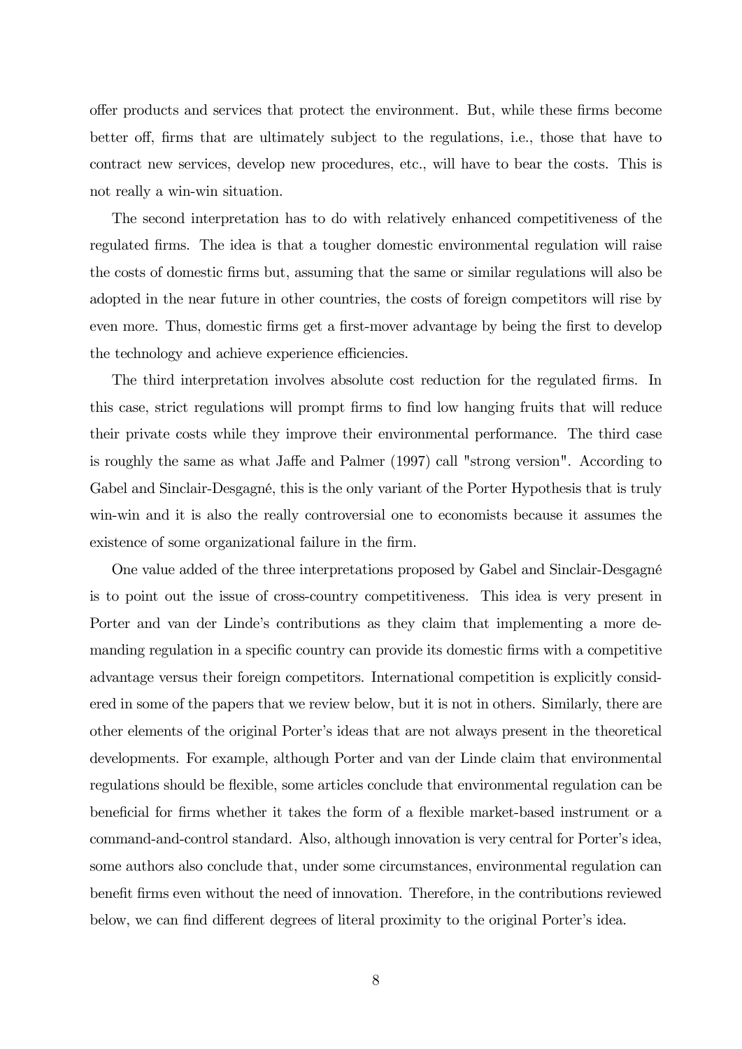offer products and services that protect the environment. But, while these firms become better off, firms that are ultimately subject to the regulations, i.e., those that have to contract new services, develop new procedures, etc., will have to bear the costs. This is not really a win-win situation.

The second interpretation has to do with relatively enhanced competitiveness of the regulated firms. The idea is that a tougher domestic environmental regulation will raise the costs of domestic firms but, assuming that the same or similar regulations will also be adopted in the near future in other countries, the costs of foreign competitors will rise by even more. Thus, domestic firms get a first-mover advantage by being the first to develop the technology and achieve experience efficiencies.

The third interpretation involves absolute cost reduction for the regulated firms. In this case, strict regulations will prompt firms to find low hanging fruits that will reduce their private costs while they improve their environmental performance. The third case is roughly the same as what Jaffe and Palmer (1997) call "strong version". According to Gabel and Sinclair-Desgagné, this is the only variant of the Porter Hypothesis that is truly win-win and it is also the really controversial one to economists because it assumes the existence of some organizational failure in the firm.

One value added of the three interpretations proposed by Gabel and Sinclair-Desgagné is to point out the issue of cross-country competitiveness. This idea is very present in Porter and van der Linde's contributions as they claim that implementing a more demanding regulation in a specific country can provide its domestic firms with a competitive advantage versus their foreign competitors. International competition is explicitly considered in some of the papers that we review below, but it is not in others. Similarly, there are other elements of the original Porter's ideas that are not always present in the theoretical developments. For example, although Porter and van der Linde claim that environmental regulations should be flexible, some articles conclude that environmental regulation can be beneficial for firms whether it takes the form of a flexible market-based instrument or a command-and-control standard. Also, although innovation is very central for Porter's idea, some authors also conclude that, under some circumstances, environmental regulation can benefit firms even without the need of innovation. Therefore, in the contributions reviewed below, we can find different degrees of literal proximity to the original Porter's idea.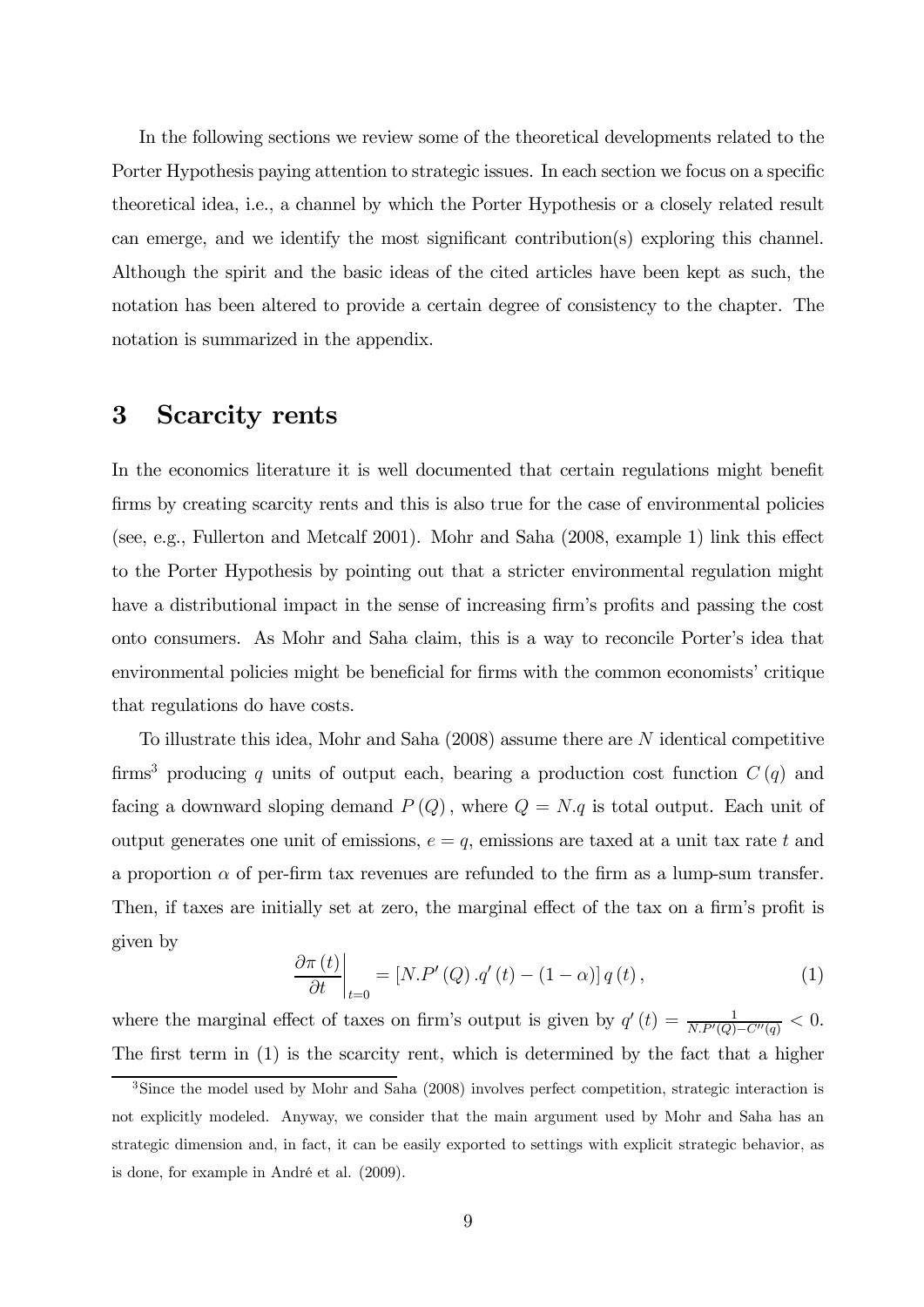In the following sections we review some of the theoretical developments related to the Porter Hypothesis paying attention to strategic issues. In each section we focus on a specific theoretical idea, i.e., a channel by which the Porter Hypothesis or a closely related result can emerge, and we identify the most significant contribution(s) exploring this channel. Although the spirit and the basic ideas of the cited articles have been kept as such, the notation has been altered to provide a certain degree of consistency to the chapter. The notation is summarized in the appendix.

# 3 Scarcity rents

In the economics literature it is well documented that certain regulations might benefit firms by creating scarcity rents and this is also true for the case of environmental policies (see, e.g., Fullerton and Metcalf 2001). Mohr and Saha (2008, example 1) link this effect to the Porter Hypothesis by pointing out that a stricter environmental regulation might have a distributional impact in the sense of increasing firm's profits and passing the cost onto consumers. As Mohr and Saha claim, this is a way to reconcile Porter's idea that environmental policies might be beneficial for firms with the common economists' critique that regulations do have costs.

To illustrate this idea, Mohr and Saha (2008) assume there are $N$ identical competitive firms[3] producing $q$ units of output each, bearing a production cost function $C(q)$ and facing a downward sloping demand $P(Q)$, where $Q = N.q$ is total output. Each unit of output generates one unit of emissions, $e = q$, emissions are taxed at a unit tax rate $t$ and a proportion $\alpha$ of per-firm tax revenues are refunded to the firm as a lump-sum transfer. Then, if taxes are initially set at zero, the marginal effect of the tax on a firm's profit is given by

$$\left.\frac{\partial \pi(t)}{\partial t}\right|_{t=0} = \left[N.P'(Q).q'(t) - (1-\alpha)\right] q(t), \tag{1}$$

where the marginal effect of taxes on firm's output is given by $q'(t) = \frac{1}{N.P'(Q) - C''(q)} < 0$. The first term in (1) is the scarcity rent, which is determined by the fact that a higher

[3] Since the model used by Mohr and Saha (2008) involves perfect competition, strategic interaction is not explicitly modeled. Anyway, we consider that the main argument used by Mohr and Saha has an strategic dimension and, in fact, it can be easily exported to settings with explicit strategic behavior, as is done, for example in André et al. (2009).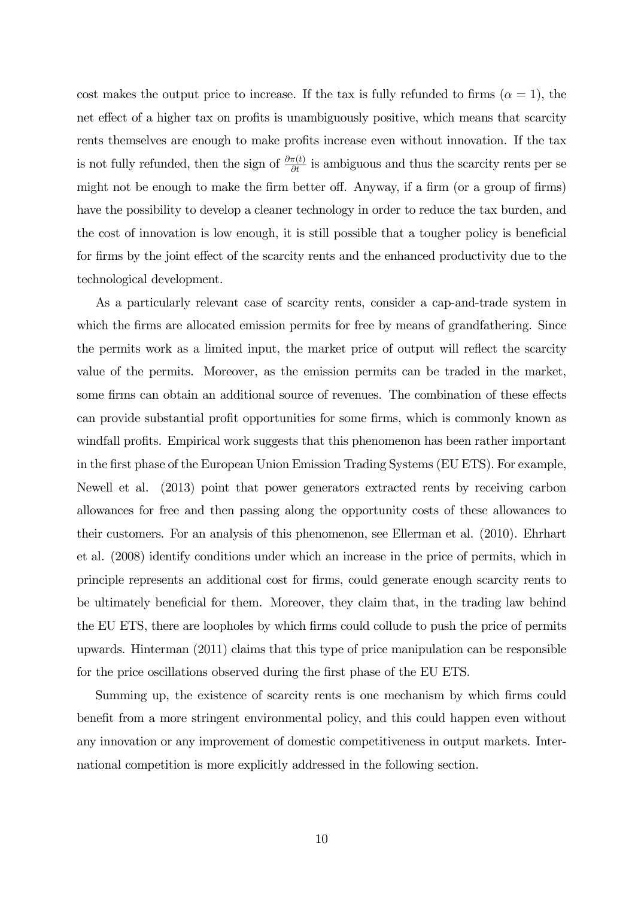cost makes the output price to increase. If the tax is fully refunded to firms ($\alpha = 1$), the net effect of a higher tax on profits is unambiguously positive, which means that scarcity rents themselves are enough to make profits increase even without innovation. If the tax is not fully refunded, then the sign of $\frac{\partial \pi(t)}{\partial t}$ is ambiguous and thus the scarcity rents per se might not be enough to make the firm better off. Anyway, if a firm (or a group of firms) have the possibility to develop a cleaner technology in order to reduce the tax burden, and the cost of innovation is low enough, it is still possible that a tougher policy is beneficial for firms by the joint effect of the scarcity rents and the enhanced productivity due to the technological development.

As a particularly relevant case of scarcity rents, consider a cap-and-trade system in which the firms are allocated emission permits for free by means of grandfathering. Since the permits work as a limited input, the market price of output will reflect the scarcity value of the permits. Moreover, as the emission permits can be traded in the market, some firms can obtain an additional source of revenues. The combination of these effects can provide substantial profit opportunities for some firms, which is commonly known as windfall profits. Empirical work suggests that this phenomenon has been rather important in the first phase of the European Union Emission Trading Systems (EU ETS). For example, Newell et al. (2013) point that power generators extracted rents by receiving carbon allowances for free and then passing along the opportunity costs of these allowances to their customers. For an analysis of this phenomenon, see Ellerman et al. (2010). Ehrhart et al. (2008) identify conditions under which an increase in the price of permits, which in principle represents an additional cost for firms, could generate enough scarcity rents to be ultimately beneficial for them. Moreover, they claim that, in the trading law behind the EU ETS, there are loopholes by which firms could collude to push the price of permits upwards. Hinterman (2011) claims that this type of price manipulation can be responsible for the price oscillations observed during the first phase of the EU ETS.

Summing up, the existence of scarcity rents is one mechanism by which firms could benefit from a more stringent environmental policy, and this could happen even without any innovation or any improvement of domestic competitiveness in output markets. International competition is more explicitly addressed in the following section.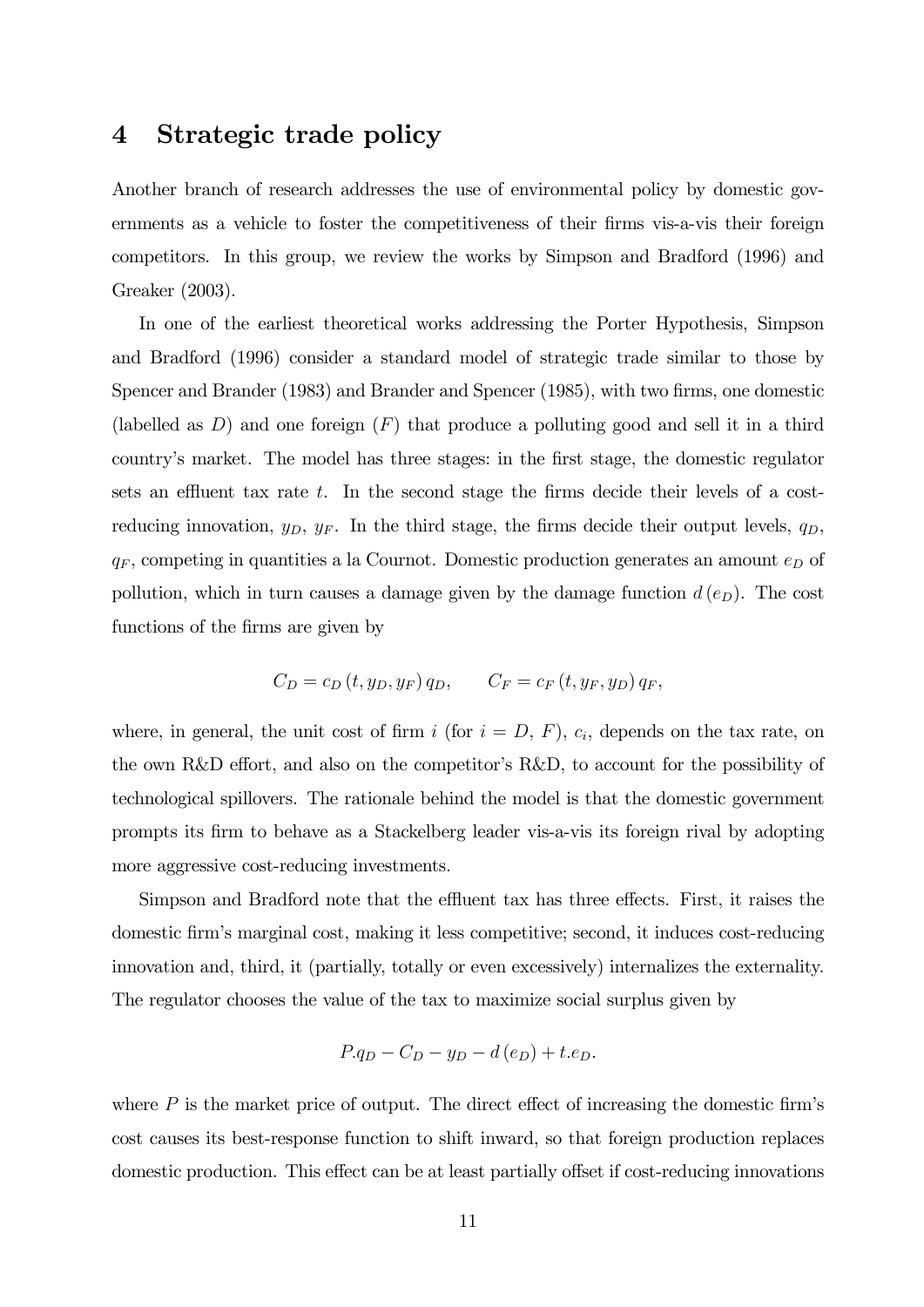# 4 Strategic trade policy

Another branch of research addresses the use of environmental policy by domestic governments as a vehicle to foster the competitiveness of their firms vis-a-vis their foreign competitors. In this group, we review the works by Simpson and Bradford (1996) and Greaker (2003).

In one of the earliest theoretical works addressing the Porter Hypothesis, Simpson and Bradford (1996) consider a standard model of strategic trade similar to those by Spencer and Brander (1983) and Brander and Spencer (1985), with two firms, one domestic (labelled as $D$) and one foreign ($F$) that produce a polluting good and sell it in a third country's market. The model has three stages: in the first stage, the domestic regulator sets an effluent tax rate $t$. In the second stage the firms decide their levels of a cost-reducing innovation, $y_D$, $y_F$. In the third stage, the firms decide their output levels, $q_D$, $q_F$, competing in quantities a la Cournot. Domestic production generates an amount $e_D$ of pollution, which in turn causes a damage given by the damage function $d(e_D)$. The cost functions of the firms are given by

$$C_D = c_D(t, y_D, y_F)\, q_D, \qquad C_F = c_F(t, y_F, y_D)\, q_F,$$

where, in general, the unit cost of firm $i$ (for $i = D$, $F$), $c_i$, depends on the tax rate, on the own R&D effort, and also on the competitor's R&D, to account for the possibility of technological spillovers. The rationale behind the model is that the domestic government prompts its firm to behave as a Stackelberg leader vis-a-vis its foreign rival by adopting more aggressive cost-reducing investments.

Simpson and Bradford note that the effluent tax has three effects. First, it raises the domestic firm's marginal cost, making it less competitive; second, it induces cost-reducing innovation and, third, it (partially, totally or even excessively) internalizes the externality. The regulator chooses the value of the tax to maximize social surplus given by

$$P.q_D - C_D - y_D - d(e_D) + t.e_D.$$

where $P$ is the market price of output. The direct effect of increasing the domestic firm's cost causes its best-response function to shift inward, so that foreign production replaces domestic production. This effect can be at least partially offset if cost-reducing innovations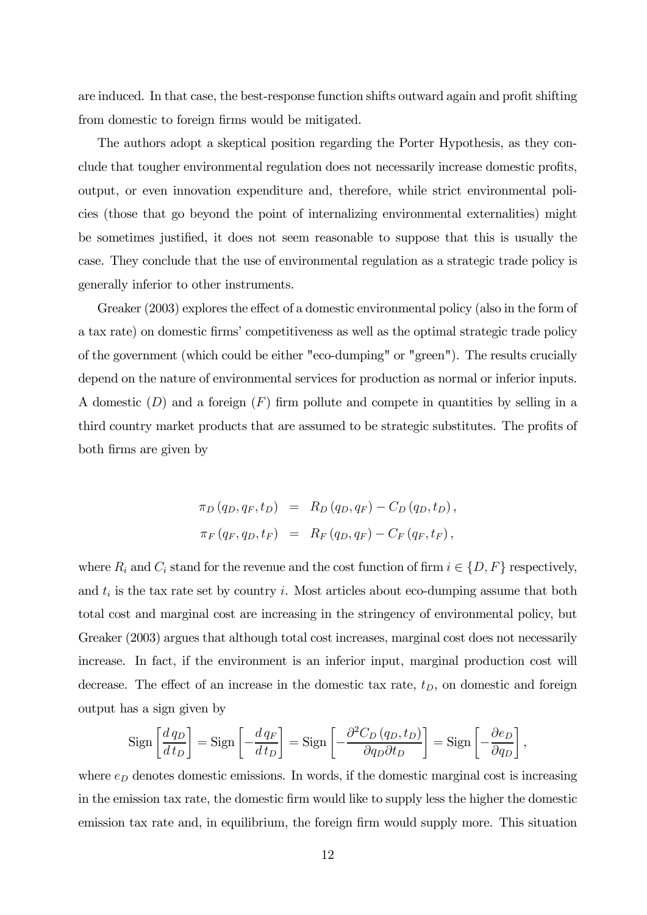are induced. In that case, the best-response function shifts outward again and profit shifting from domestic to foreign firms would be mitigated.

The authors adopt a skeptical position regarding the Porter Hypothesis, as they conclude that tougher environmental regulation does not necessarily increase domestic profits, output, or even innovation expenditure and, therefore, while strict environmental policies (those that go beyond the point of internalizing environmental externalities) might be sometimes justified, it does not seem reasonable to suppose that this is usually the case. They conclude that the use of environmental regulation as a strategic trade policy is generally inferior to other instruments.

Greaker (2003) explores the effect of a domestic environmental policy (also in the form of a tax rate) on domestic firms' competitiveness as well as the optimal strategic trade policy of the government (which could be either "eco-dumping" or "green"). The results crucially depend on the nature of environmental services for production as normal or inferior inputs. A domestic ($D$) and a foreign ($F$) firm pollute and compete in quantities by selling in a third country market products that are assumed to be strategic substitutes. The profits of both firms are given by

$$
\begin{aligned}
\pi_D(q_D, q_F, t_D) &= R_D(q_D, q_F) - C_D(q_D, t_D), \\
\pi_F(q_F, q_D, t_F) &= R_F(q_D, q_F) - C_F(q_F, t_F),
\end{aligned}
$$

where $R_i$ and $C_i$ stand for the revenue and the cost function of firm $i \in \{D, F\}$ respectively, and $t_i$ is the tax rate set by country $i$. Most articles about eco-dumping assume that both total cost and marginal cost are increasing in the stringency of environmental policy, but Greaker (2003) argues that although total cost increases, marginal cost does not necessarily increase. In fact, if the environment is an inferior input, marginal production cost will decrease. The effect of an increase in the domestic tax rate, $t_D$, on domestic and foreign output has a sign given by

$$
\text{Sign}\left[\frac{d\,q_D}{d\,t_D}\right] = \text{Sign}\left[-\frac{d\,q_F}{d\,t_D}\right] = \text{Sign}\left[-\frac{\partial^2 C_D(q_D, t_D)}{\partial q_D \partial t_D}\right] = \text{Sign}\left[-\frac{\partial e_D}{\partial q_D}\right],
$$

where $e_D$ denotes domestic emissions. In words, if the domestic marginal cost is increasing in the emission tax rate, the domestic firm would like to supply less the higher the domestic emission tax rate and, in equilibrium, the foreign firm would supply more. This situation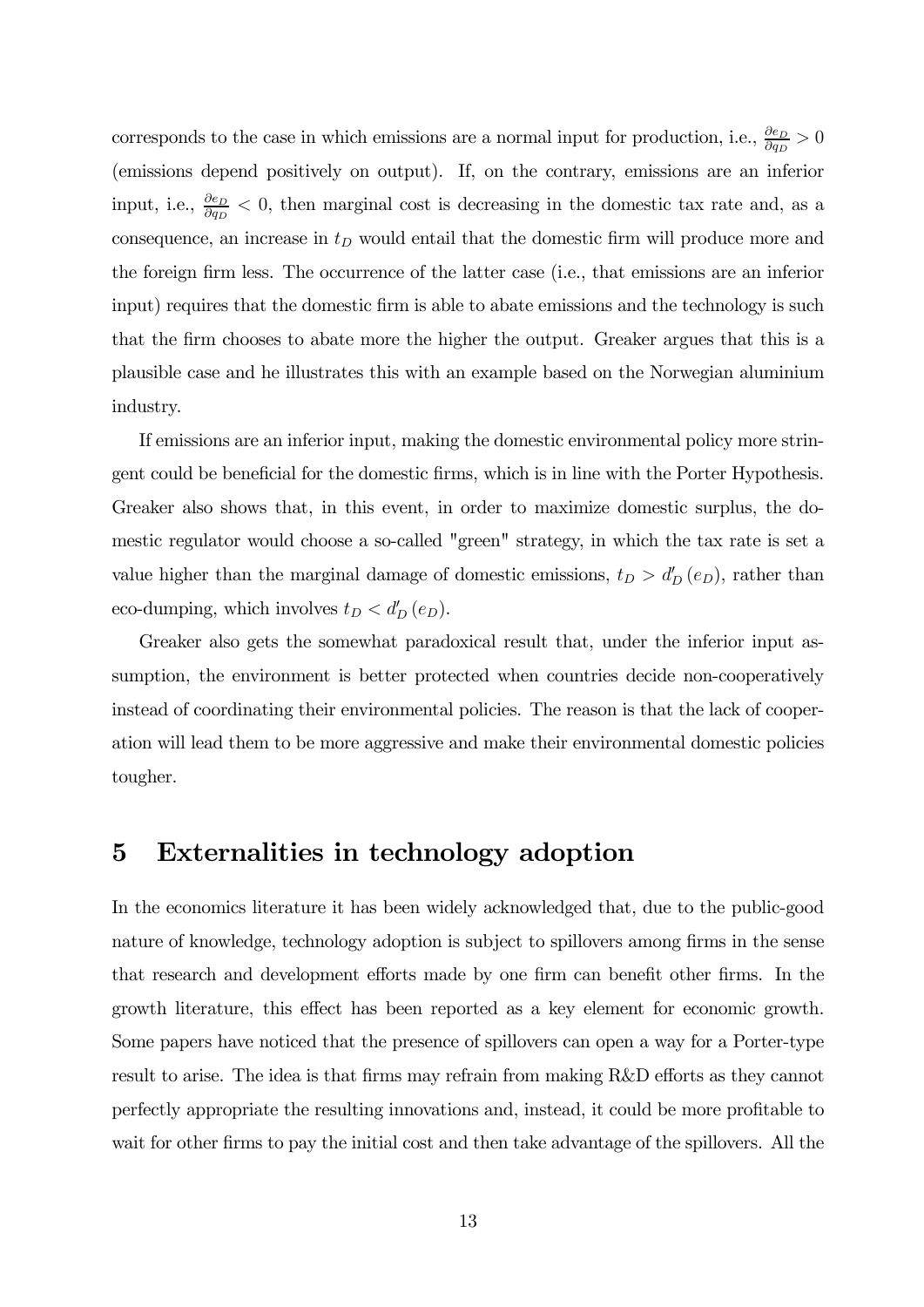corresponds to the case in which emissions are a normal input for production, i.e., $\frac{\partial e_D}{\partial q_D} > 0$ (emissions depend positively on output). If, on the contrary, emissions are an inferior input, i.e., $\frac{\partial e_D}{\partial q_D} < 0$, then marginal cost is decreasing in the domestic tax rate and, as a consequence, an increase in $t_D$ would entail that the domestic firm will produce more and the foreign firm less. The occurrence of the latter case (i.e., that emissions are an inferior input) requires that the domestic firm is able to abate emissions and the technology is such that the firm chooses to abate more the higher the output. Greaker argues that this is a plausible case and he illustrates this with an example based on the Norwegian aluminium industry.

If emissions are an inferior input, making the domestic environmental policy more stringent could be beneficial for the domestic firms, which is in line with the Porter Hypothesis. Greaker also shows that, in this event, in order to maximize domestic surplus, the domestic regulator would choose a so-called "green" strategy, in which the tax rate is set a value higher than the marginal damage of domestic emissions, $t_D > d'_D(e_D)$, rather than eco-dumping, which involves $t_D < d'_D(e_D)$.

Greaker also gets the somewhat paradoxical result that, under the inferior input assumption, the environment is better protected when countries decide non-cooperatively instead of coordinating their environmental policies. The reason is that the lack of cooperation will lead them to be more aggressive and make their environmental domestic policies tougher.

# 5 Externalities in technology adoption

In the economics literature it has been widely acknowledged that, due to the public-good nature of knowledge, technology adoption is subject to spillovers among firms in the sense that research and development efforts made by one firm can benefit other firms. In the growth literature, this effect has been reported as a key element for economic growth. Some papers have noticed that the presence of spillovers can open a way for a Porter-type result to arise. The idea is that firms may refrain from making R&D efforts as they cannot perfectly appropriate the resulting innovations and, instead, it could be more profitable to wait for other firms to pay the initial cost and then take advantage of the spillovers. All the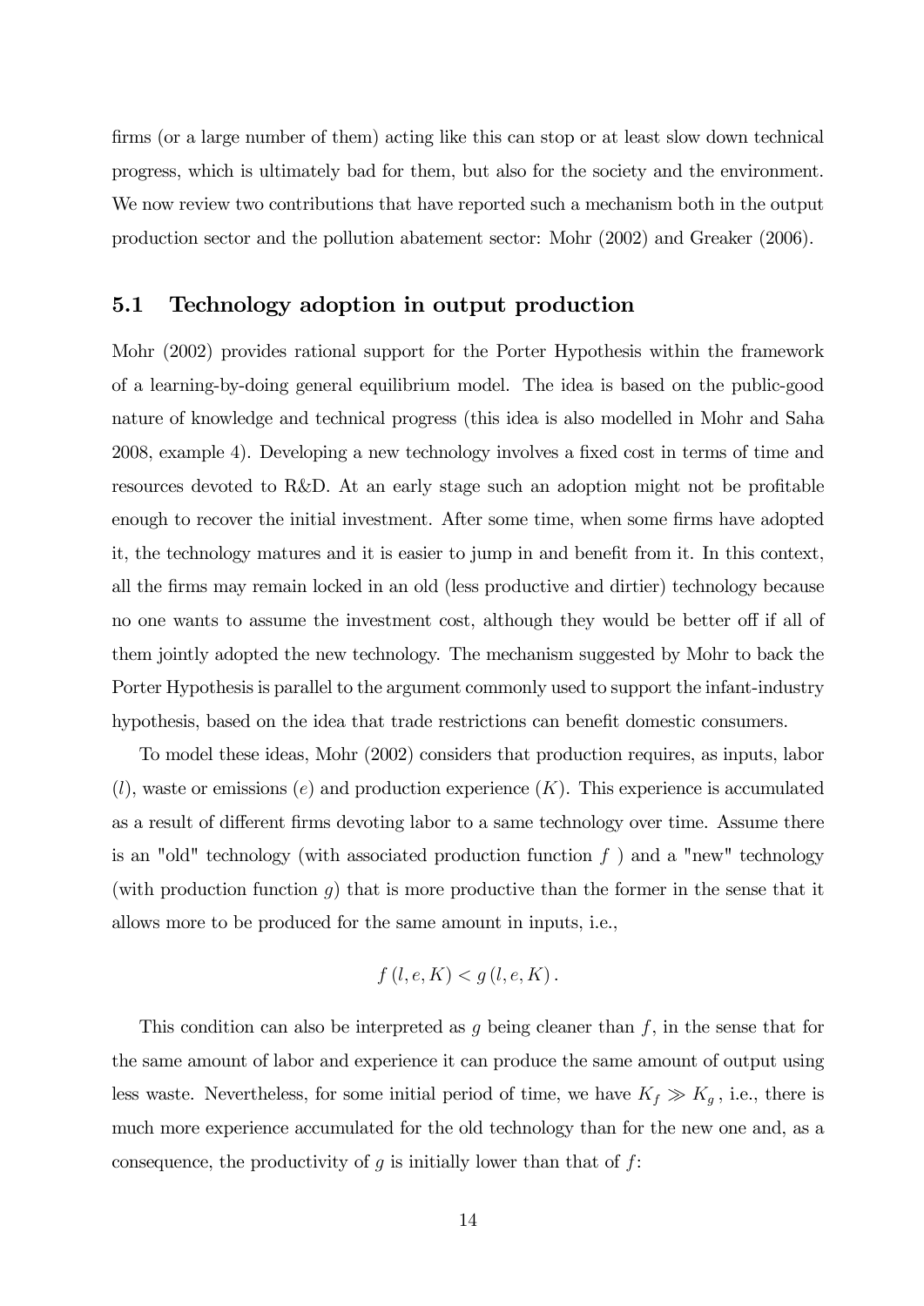firms (or a large number of them) acting like this can stop or at least slow down technical progress, which is ultimately bad for them, but also for the society and the environment. We now review two contributions that have reported such a mechanism both in the output production sector and the pollution abatement sector: Mohr (2002) and Greaker (2006).

## 5.1 Technology adoption in output production

Mohr (2002) provides rational support for the Porter Hypothesis within the framework of a learning-by-doing general equilibrium model. The idea is based on the public-good nature of knowledge and technical progress (this idea is also modelled in Mohr and Saha 2008, example 4). Developing a new technology involves a fixed cost in terms of time and resources devoted to R&D. At an early stage such an adoption might not be profitable enough to recover the initial investment. After some time, when some firms have adopted it, the technology matures and it is easier to jump in and benefit from it. In this context, all the firms may remain locked in an old (less productive and dirtier) technology because no one wants to assume the investment cost, although they would be better off if all of them jointly adopted the new technology. The mechanism suggested by Mohr to back the Porter Hypothesis is parallel to the argument commonly used to support the infant-industry hypothesis, based on the idea that trade restrictions can benefit domestic consumers.

To model these ideas, Mohr (2002) considers that production requires, as inputs, labor ($l$), waste or emissions ($e$) and production experience ($K$). This experience is accumulated as a result of different firms devoting labor to a same technology over time. Assume there is an "old" technology (with associated production function $f$ ) and a "new" technology (with production function $g$) that is more productive than the former in the sense that it allows more to be produced for the same amount in inputs, i.e.,

$$f(l, e, K) < g(l, e, K).$$

This condition can also be interpreted as $g$ being cleaner than $f$, in the sense that for the same amount of labor and experience it can produce the same amount of output using less waste. Nevertheless, for some initial period of time, we have $K_f \gg K_g$, i.e., there is much more experience accumulated for the old technology than for the new one and, as a consequence, the productivity of $g$ is initially lower than that of $f$: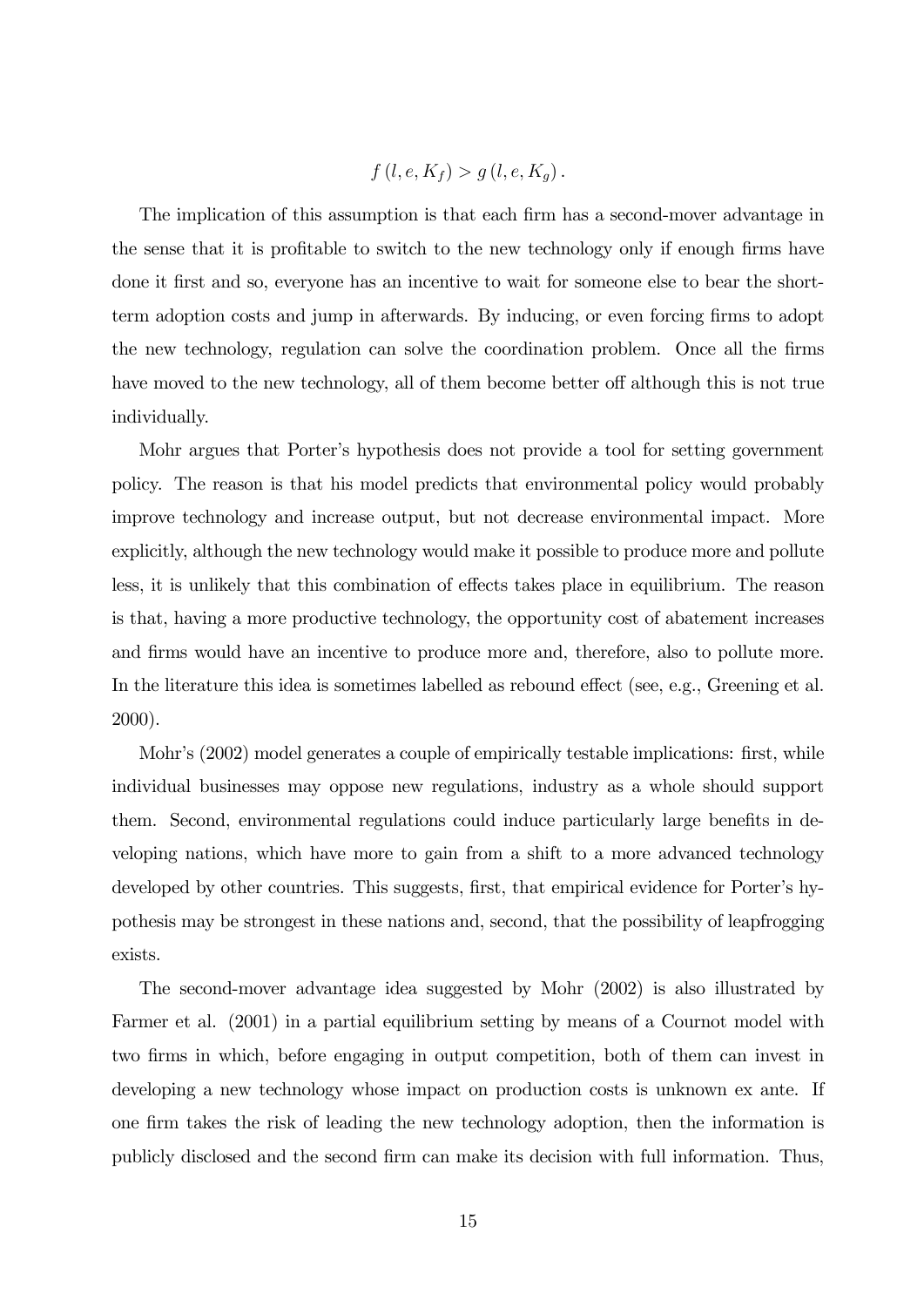$$f(l, e, K_f) > g(l, e, K_g).$$

The implication of this assumption is that each firm has a second-mover advantage in the sense that it is profitable to switch to the new technology only if enough firms have done it first and so, everyone has an incentive to wait for someone else to bear the short-term adoption costs and jump in afterwards. By inducing, or even forcing firms to adopt the new technology, regulation can solve the coordination problem. Once all the firms have moved to the new technology, all of them become better off although this is not true individually.

Mohr argues that Porter's hypothesis does not provide a tool for setting government policy. The reason is that his model predicts that environmental policy would probably improve technology and increase output, but not decrease environmental impact. More explicitly, although the new technology would make it possible to produce more and pollute less, it is unlikely that this combination of effects takes place in equilibrium. The reason is that, having a more productive technology, the opportunity cost of abatement increases and firms would have an incentive to produce more and, therefore, also to pollute more. In the literature this idea is sometimes labelled as rebound effect (see, e.g., Greening et al. 2000).

Mohr's (2002) model generates a couple of empirically testable implications: first, while individual businesses may oppose new regulations, industry as a whole should support them. Second, environmental regulations could induce particularly large benefits in developing nations, which have more to gain from a shift to a more advanced technology developed by other countries. This suggests, first, that empirical evidence for Porter's hypothesis may be strongest in these nations and, second, that the possibility of leapfrogging exists.

The second-mover advantage idea suggested by Mohr (2002) is also illustrated by Farmer et al. (2001) in a partial equilibrium setting by means of a Cournot model with two firms in which, before engaging in output competition, both of them can invest in developing a new technology whose impact on production costs is unknown ex ante. If one firm takes the risk of leading the new technology adoption, then the information is publicly disclosed and the second firm can make its decision with full information. Thus,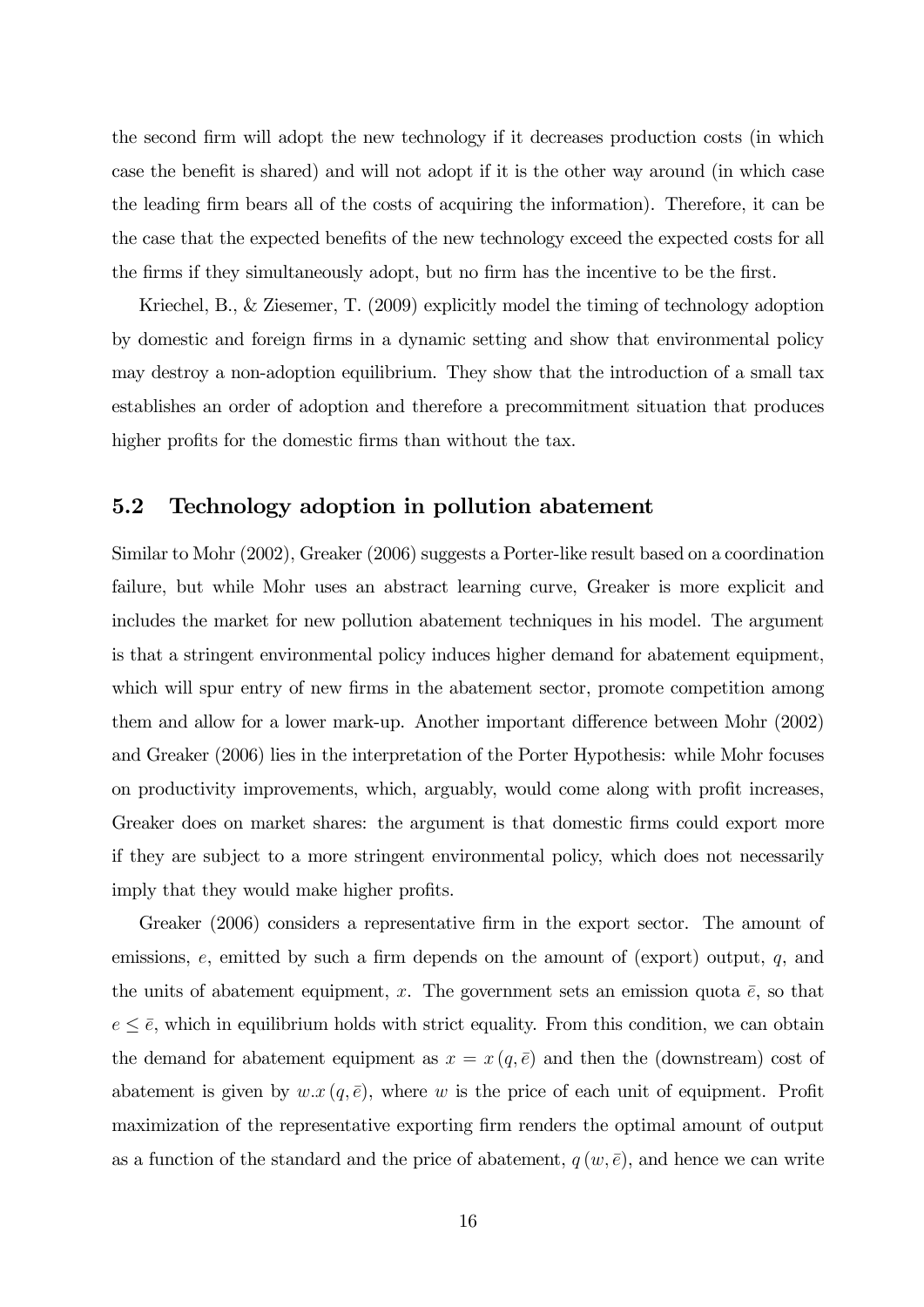the second firm will adopt the new technology if it decreases production costs (in which case the benefit is shared) and will not adopt if it is the other way around (in which case the leading firm bears all of the costs of acquiring the information). Therefore, it can be the case that the expected benefits of the new technology exceed the expected costs for all the firms if they simultaneously adopt, but no firm has the incentive to be the first.

Kriechel, B., & Ziesemer, T. (2009) explicitly model the timing of technology adoption by domestic and foreign firms in a dynamic setting and show that environmental policy may destroy a non-adoption equilibrium. They show that the introduction of a small tax establishes an order of adoption and therefore a precommitment situation that produces higher profits for the domestic firms than without the tax.

## 5.2 Technology adoption in pollution abatement

Similar to Mohr (2002), Greaker (2006) suggests a Porter-like result based on a coordination failure, but while Mohr uses an abstract learning curve, Greaker is more explicit and includes the market for new pollution abatement techniques in his model. The argument is that a stringent environmental policy induces higher demand for abatement equipment, which will spur entry of new firms in the abatement sector, promote competition among them and allow for a lower mark-up. Another important difference between Mohr (2002) and Greaker (2006) lies in the interpretation of the Porter Hypothesis: while Mohr focuses on productivity improvements, which, arguably, would come along with profit increases, Greaker does on market shares: the argument is that domestic firms could export more if they are subject to a more stringent environmental policy, which does not necessarily imply that they would make higher profits.

Greaker (2006) considers a representative firm in the export sector. The amount of emissions, $e$, emitted by such a firm depends on the amount of (export) output, $q$, and the units of abatement equipment, $x$. The government sets an emission quota $\bar{e}$, so that $e \leq \bar{e}$, which in equilibrium holds with strict equality. From this condition, we can obtain the demand for abatement equipment as $x = x(q, \bar{e})$ and then the (downstream) cost of abatement is given by $w.x(q, \bar{e})$, where $w$ is the price of each unit of equipment. Profit maximization of the representative exporting firm renders the optimal amount of output as a function of the standard and the price of abatement, $q(w, \bar{e})$, and hence we can write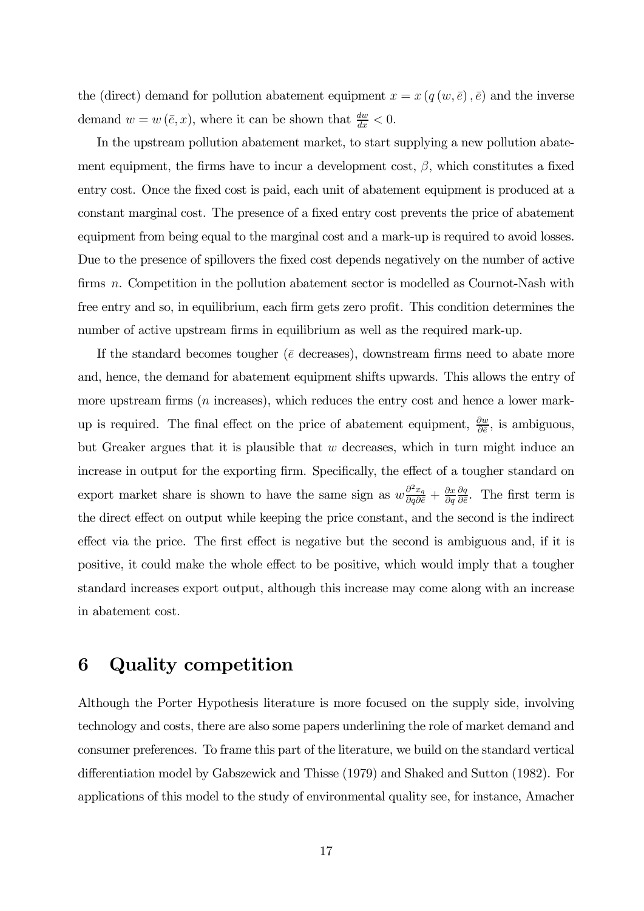the (direct) demand for pollution abatement equipment $x = x(q(w, \bar{e}), \bar{e})$ and the inverse demand $w = w(\bar{e}, x)$, where it can be shown that $\frac{dw}{dx} < 0$.

In the upstream pollution abatement market, to start supplying a new pollution abatement equipment, the firms have to incur a development cost, $\beta$, which constitutes a fixed entry cost. Once the fixed cost is paid, each unit of abatement equipment is produced at a constant marginal cost. The presence of a fixed entry cost prevents the price of abatement equipment from being equal to the marginal cost and a mark-up is required to avoid losses. Due to the presence of spillovers the fixed cost depends negatively on the number of active firms $n$. Competition in the pollution abatement sector is modelled as Cournot-Nash with free entry and so, in equilibrium, each firm gets zero profit. This condition determines the number of active upstream firms in equilibrium as well as the required mark-up.

If the standard becomes tougher ($\bar{e}$ decreases), downstream firms need to abate more and, hence, the demand for abatement equipment shifts upwards. This allows the entry of more upstream firms ($n$ increases), which reduces the entry cost and hence a lower mark-up is required. The final effect on the price of abatement equipment, $\frac{\partial w}{\partial \bar{e}}$, is ambiguous, but Greaker argues that it is plausible that $w$ decreases, which in turn might induce an increase in output for the exporting firm. Specifically, the effect of a tougher standard on export market share is shown to have the same sign as $w\frac{\partial^2 x_q}{\partial q \partial \bar{e}} + \frac{\partial x}{\partial q}\frac{\partial q}{\partial \bar{e}}$. The first term is the direct effect on output while keeping the price constant, and the second is the indirect effect via the price. The first effect is negative but the second is ambiguous and, if it is positive, it could make the whole effect to be positive, which would imply that a tougher standard increases export output, although this increase may come along with an increase in abatement cost.

# 6 Quality competition

Although the Porter Hypothesis literature is more focused on the supply side, involving technology and costs, there are also some papers underlining the role of market demand and consumer preferences. To frame this part of the literature, we build on the standard vertical differentiation model by Gabszewick and Thisse (1979) and Shaked and Sutton (1982). For applications of this model to the study of environmental quality see, for instance, Amacher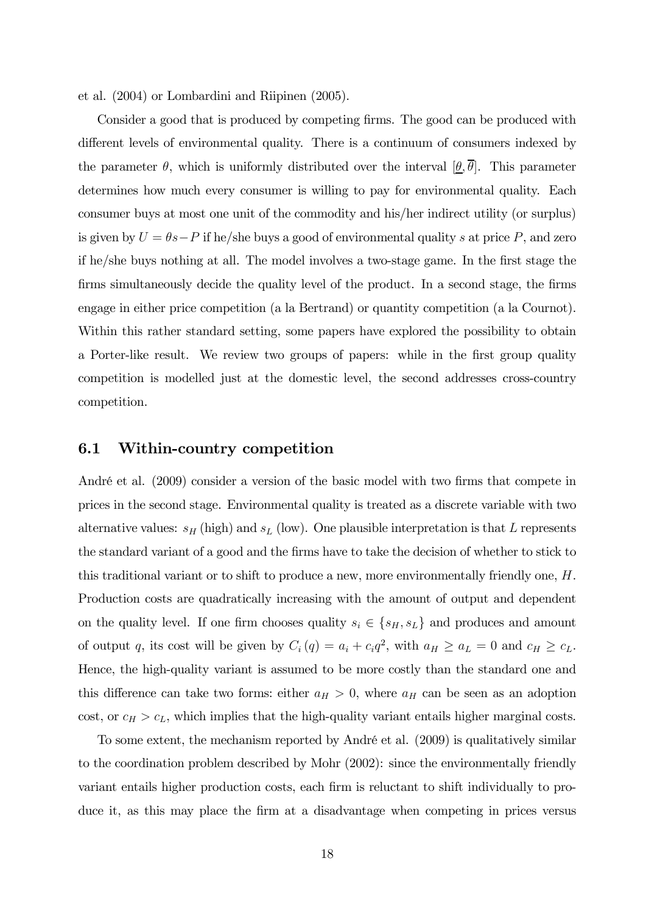et al. (2004) or Lombardini and Riipinen (2005).

Consider a good that is produced by competing firms. The good can be produced with different levels of environmental quality. There is a continuum of consumers indexed by the parameter $\theta$, which is uniformly distributed over the interval $[\underline{\theta}, \overline{\theta}]$. This parameter determines how much every consumer is willing to pay for environmental quality. Each consumer buys at most one unit of the commodity and his/her indirect utility (or surplus) is given by $U = \theta s - P$ if he/she buys a good of environmental quality $s$ at price $P$, and zero if he/she buys nothing at all. The model involves a two-stage game. In the first stage the firms simultaneously decide the quality level of the product. In a second stage, the firms engage in either price competition (a la Bertrand) or quantity competition (a la Cournot). Within this rather standard setting, some papers have explored the possibility to obtain a Porter-like result. We review two groups of papers: while in the first group quality competition is modelled just at the domestic level, the second addresses cross-country competition.

## 6.1 Within-country competition

André et al. (2009) consider a version of the basic model with two firms that compete in prices in the second stage. Environmental quality is treated as a discrete variable with two alternative values: $s_H$ (high) and $s_L$ (low). One plausible interpretation is that $L$ represents the standard variant of a good and the firms have to take the decision of whether to stick to this traditional variant or to shift to produce a new, more environmentally friendly one, $H$. Production costs are quadratically increasing with the amount of output and dependent on the quality level. If one firm chooses quality $s_i \in \{s_H, s_L\}$ and produces and amount of output $q$, its cost will be given by $C_i(q) = a_i + c_i q^2$, with $a_H \geq a_L = 0$ and $c_H \geq c_L$. Hence, the high-quality variant is assumed to be more costly than the standard one and this difference can take two forms: either $a_H > 0$, where $a_H$ can be seen as an adoption cost, or $c_H > c_L$, which implies that the high-quality variant entails higher marginal costs.

To some extent, the mechanism reported by André et al. (2009) is qualitatively similar to the coordination problem described by Mohr (2002): since the environmentally friendly variant entails higher production costs, each firm is reluctant to shift individually to produce it, as this may place the firm at a disadvantage when competing in prices versus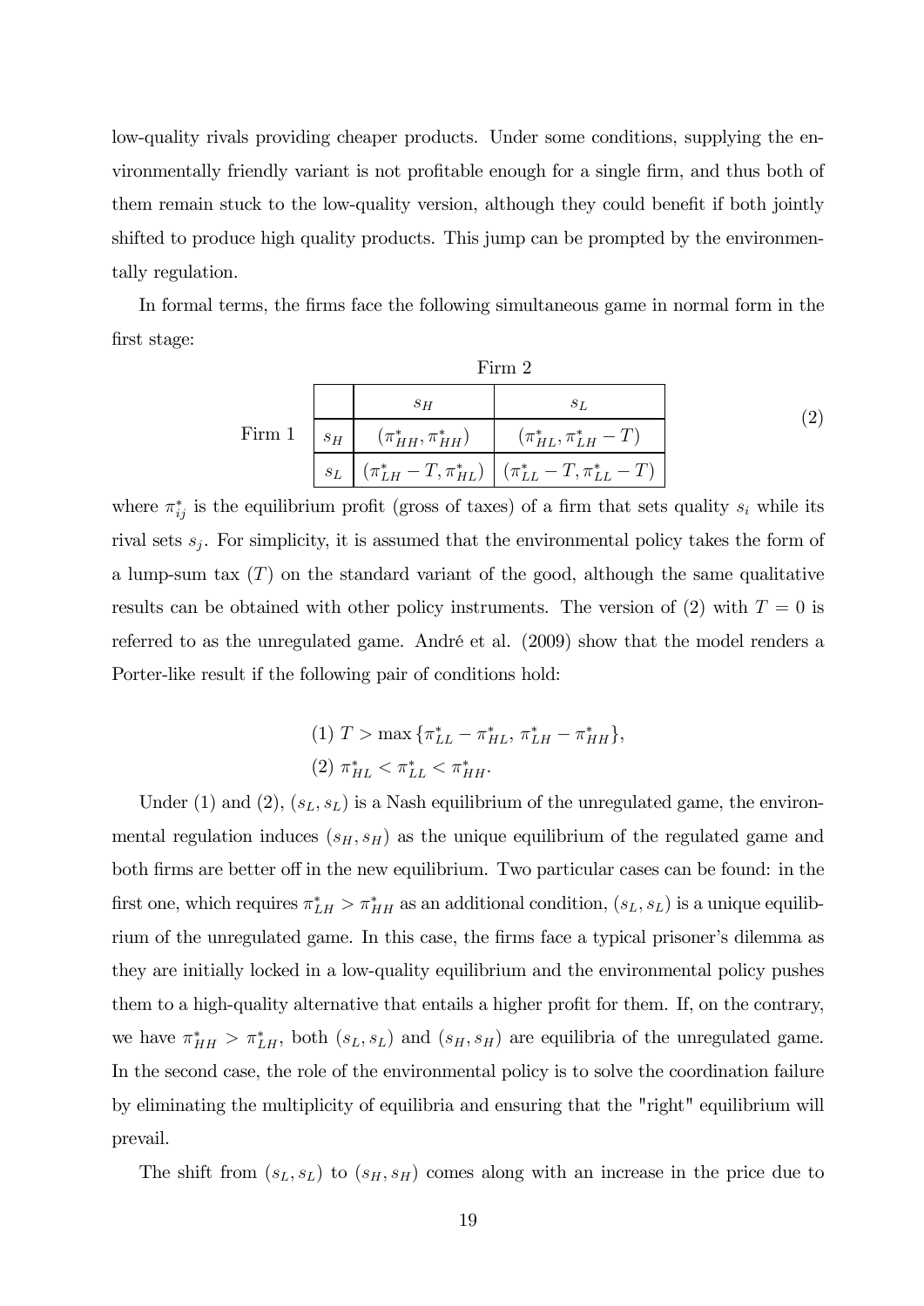low-quality rivals providing cheaper products. Under some conditions, supplying the environmentally friendly variant is not profitable enough for a single firm, and thus both of them remain stuck to the low-quality version, although they could benefit if both jointly shifted to produce high quality products. This jump can be prompted by the environmentally regulation.

In formal terms, the firms face the following simultaneous game in normal form in the first stage:

| | | Firm 2 | |
|---|---|---|---|
| | | $s_H$ | $s_L$ |
| Firm 1 | $s_H$ | $(\pi^*_{HH}, \pi^*_{HH})$ | $(\pi^*_{HL}, \pi^*_{LH} - T)$ |
| | $s_L$ | $(\pi^*_{LH} - T, \pi^*_{HL})$ | $(\pi^*_{LL} - T, \pi^*_{LL} - T)$ |

(2)

where $\pi^*_{ij}$ is the equilibrium profit (gross of taxes) of a firm that sets quality $s_i$ while its rival sets $s_j$. For simplicity, it is assumed that the environmental policy takes the form of a lump-sum tax ($T$) on the standard variant of the good, although the same qualitative results can be obtained with other policy instruments. The version of (2) with $T = 0$ is referred to as the unregulated game. André et al. (2009) show that the model renders a Porter-like result if the following pair of conditions hold:

(1) $T > \max\{\pi^*_{LL} - \pi^*_{HL}, \pi^*_{LH} - \pi^*_{HH}\}$,

(2) $\pi^*_{HL} < \pi^*_{LL} < \pi^*_{HH}$.

Under (1) and (2), $(s_L, s_L)$ is a Nash equilibrium of the unregulated game, the environmental regulation induces $(s_H, s_H)$ as the unique equilibrium of the regulated game and both firms are better off in the new equilibrium. Two particular cases can be found: in the first one, which requires $\pi^*_{LH} > \pi^*_{HH}$ as an additional condition, $(s_L, s_L)$ is a unique equilibrium of the unregulated game. In this case, the firms face a typical prisoner's dilemma as they are initially locked in a low-quality equilibrium and the environmental policy pushes them to a high-quality alternative that entails a higher profit for them. If, on the contrary, we have $\pi^*_{HH} > \pi^*_{LH}$, both $(s_L, s_L)$ and $(s_H, s_H)$ are equilibria of the unregulated game. In the second case, the role of the environmental policy is to solve the coordination failure by eliminating the multiplicity of equilibria and ensuring that the "right" equilibrium will prevail.

The shift from $(s_L, s_L)$ to $(s_H, s_H)$ comes along with an increase in the price due to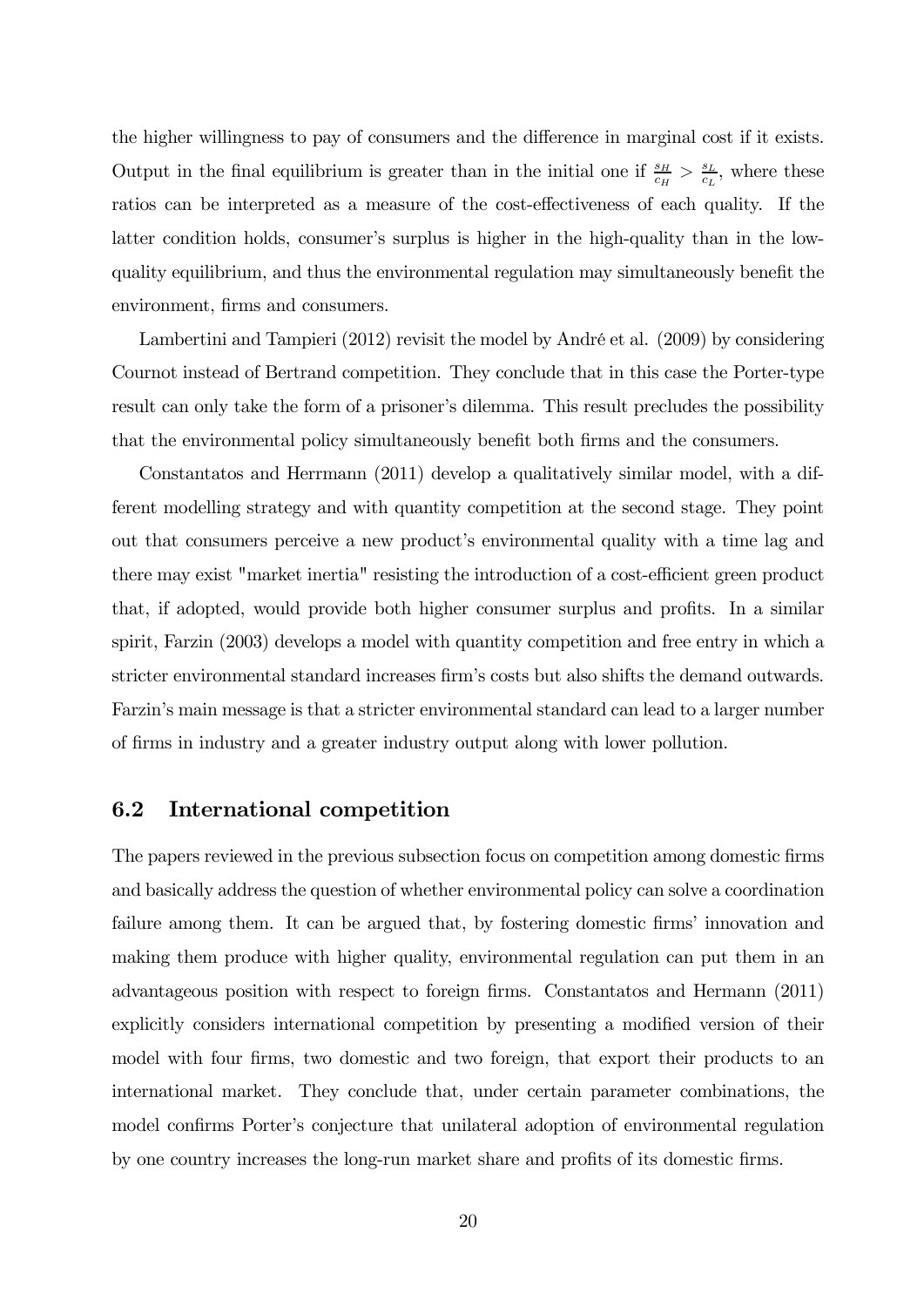the higher willingness to pay of consumers and the difference in marginal cost if it exists. Output in the final equilibrium is greater than in the initial one if $\frac{s_H}{c_H} > \frac{s_L}{c_L}$, where these ratios can be interpreted as a measure of the cost-effectiveness of each quality. If the latter condition holds, consumer's surplus is higher in the high-quality than in the low-quality equilibrium, and thus the environmental regulation may simultaneously benefit the environment, firms and consumers.

Lambertini and Tampieri (2012) revisit the model by André et al. (2009) by considering Cournot instead of Bertrand competition. They conclude that in this case the Porter-type result can only take the form of a prisoner's dilemma. This result precludes the possibility that the environmental policy simultaneously benefit both firms and the consumers.

Constantatos and Herrmann (2011) develop a qualitatively similar model, with a different modelling strategy and with quantity competition at the second stage. They point out that consumers perceive a new product's environmental quality with a time lag and there may exist "market inertia" resisting the introduction of a cost-efficient green product that, if adopted, would provide both higher consumer surplus and profits. In a similar spirit, Farzin (2003) develops a model with quantity competition and free entry in which a stricter environmental standard increases firm's costs but also shifts the demand outwards. Farzin's main message is that a stricter environmental standard can lead to a larger number of firms in industry and a greater industry output along with lower pollution.

### 6.2 International competition

The papers reviewed in the previous subsection focus on competition among domestic firms and basically address the question of whether environmental policy can solve a coordination failure among them. It can be argued that, by fostering domestic firms' innovation and making them produce with higher quality, environmental regulation can put them in an advantageous position with respect to foreign firms. Constantatos and Hermann (2011) explicitly considers international competition by presenting a modified version of their model with four firms, two domestic and two foreign, that export their products to an international market. They conclude that, under certain parameter combinations, the model confirms Porter's conjecture that unilateral adoption of environmental regulation by one country increases the long-run market share and profits of its domestic firms.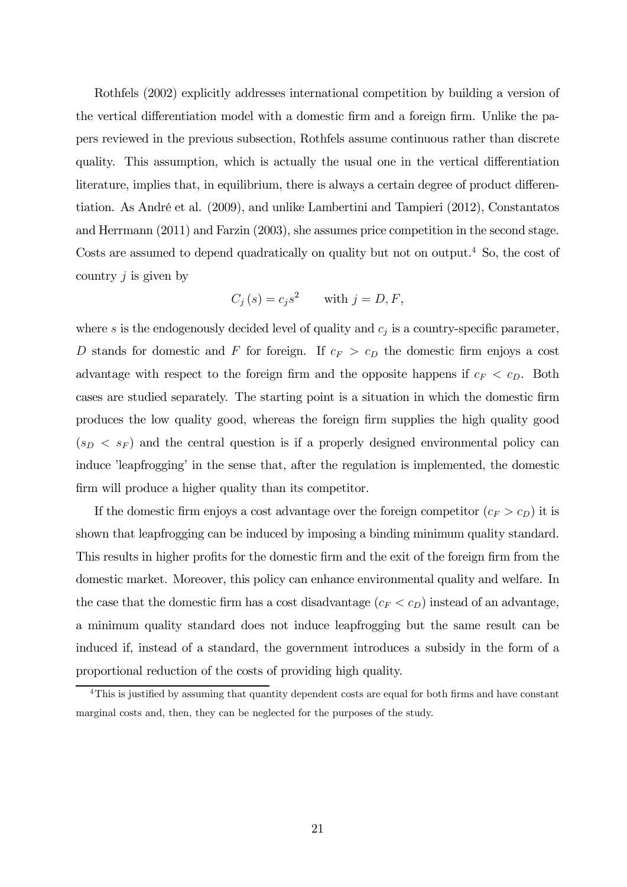Rothfels (2002) explicitly addresses international competition by building a version of the vertical differentiation model with a domestic firm and a foreign firm. Unlike the papers reviewed in the previous subsection, Rothfels assume continuous rather than discrete quality. This assumption, which is actually the usual one in the vertical differentiation literature, implies that, in equilibrium, there is always a certain degree of product differentiation. As André et al. (2009), and unlike Lambertini and Tampieri (2012), Constantatos and Herrmann (2011) and Farzin (2003), she assumes price competition in the second stage. Costs are assumed to depend quadratically on quality but not on output.[4] So, the cost of country $j$ is given by

$$C_j(s) = c_j s^2 \qquad \text{with } j = D, F,$$

where $s$ is the endogenously decided level of quality and $c_j$ is a country-specific parameter, $D$ stands for domestic and $F$ for foreign. If $c_F > c_D$ the domestic firm enjoys a cost advantage with respect to the foreign firm and the opposite happens if $c_F < c_D$. Both cases are studied separately. The starting point is a situation in which the domestic firm produces the low quality good, whereas the foreign firm supplies the high quality good ($s_D < s_F$) and the central question is if a properly designed environmental policy can induce 'leapfrogging' in the sense that, after the regulation is implemented, the domestic firm will produce a higher quality than its competitor.

If the domestic firm enjoys a cost advantage over the foreign competitor ($c_F > c_D$) it is shown that leapfrogging can be induced by imposing a binding minimum quality standard. This results in higher profits for the domestic firm and the exit of the foreign firm from the domestic market. Moreover, this policy can enhance environmental quality and welfare. In the case that the domestic firm has a cost disadvantage ($c_F < c_D$) instead of an advantage, a minimum quality standard does not induce leapfrogging but the same result can be induced if, instead of a standard, the government introduces a subsidy in the form of a proportional reduction of the costs of providing high quality.

[4] This is justified by assuming that quantity dependent costs are equal for both firms and have constant marginal costs and, then, they can be neglected for the purposes of the study.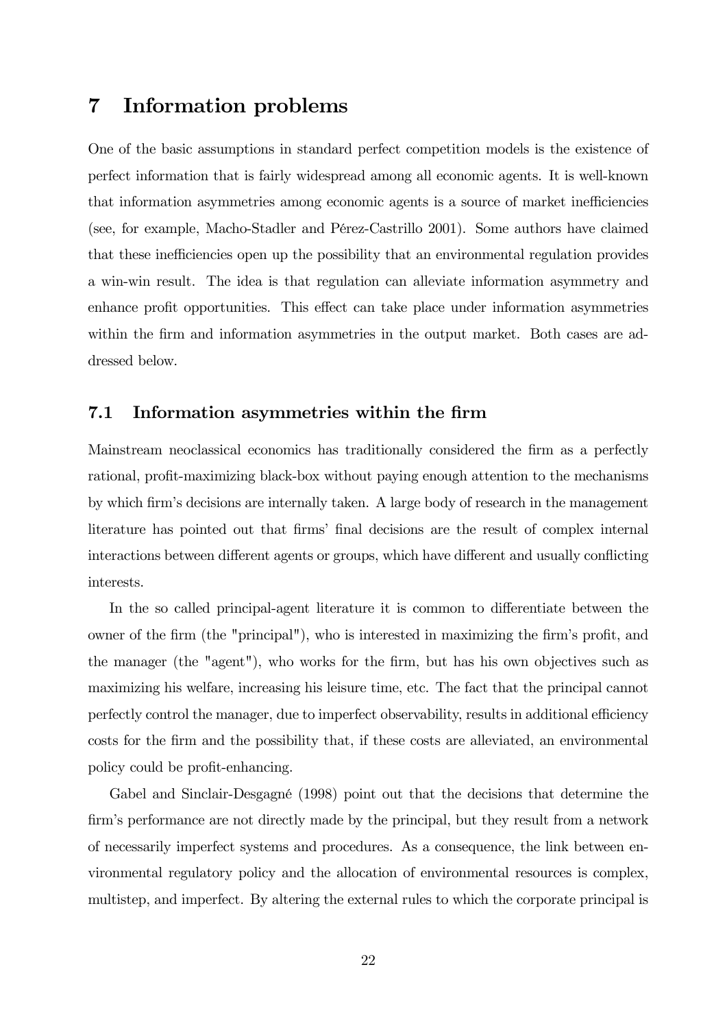# 7 Information problems

One of the basic assumptions in standard perfect competition models is the existence of perfect information that is fairly widespread among all economic agents. It is well-known that information asymmetries among economic agents is a source of market inefficiencies (see, for example, Macho-Stadler and Pérez-Castrillo 2001). Some authors have claimed that these inefficiencies open up the possibility that an environmental regulation provides a win-win result. The idea is that regulation can alleviate information asymmetry and enhance profit opportunities. This effect can take place under information asymmetries within the firm and information asymmetries in the output market. Both cases are addressed below.

## 7.1 Information asymmetries within the firm

Mainstream neoclassical economics has traditionally considered the firm as a perfectly rational, profit-maximizing black-box without paying enough attention to the mechanisms by which firm's decisions are internally taken. A large body of research in the management literature has pointed out that firms' final decisions are the result of complex internal interactions between different agents or groups, which have different and usually conflicting interests.

In the so called principal-agent literature it is common to differentiate between the owner of the firm (the "principal"), who is interested in maximizing the firm's profit, and the manager (the "agent"), who works for the firm, but has his own objectives such as maximizing his welfare, increasing his leisure time, etc. The fact that the principal cannot perfectly control the manager, due to imperfect observability, results in additional efficiency costs for the firm and the possibility that, if these costs are alleviated, an environmental policy could be profit-enhancing.

Gabel and Sinclair-Desgagné (1998) point out that the decisions that determine the firm's performance are not directly made by the principal, but they result from a network of necessarily imperfect systems and procedures. As a consequence, the link between environmental regulatory policy and the allocation of environmental resources is complex, multistep, and imperfect. By altering the external rules to which the corporate principal is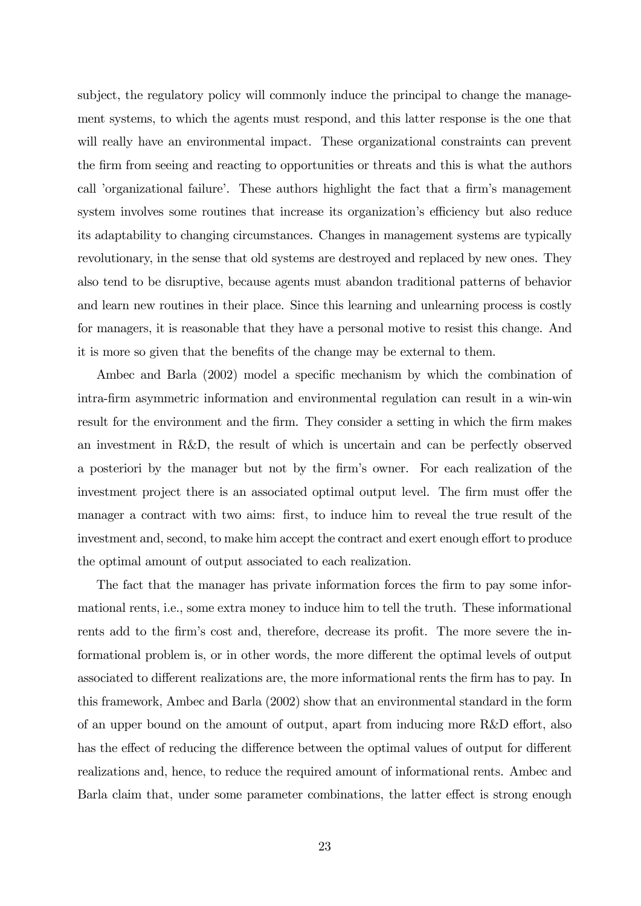subject, the regulatory policy will commonly induce the principal to change the management systems, to which the agents must respond, and this latter response is the one that will really have an environmental impact. These organizational constraints can prevent the firm from seeing and reacting to opportunities or threats and this is what the authors call 'organizational failure'. These authors highlight the fact that a firm's management system involves some routines that increase its organization's efficiency but also reduce its adaptability to changing circumstances. Changes in management systems are typically revolutionary, in the sense that old systems are destroyed and replaced by new ones. They also tend to be disruptive, because agents must abandon traditional patterns of behavior and learn new routines in their place. Since this learning and unlearning process is costly for managers, it is reasonable that they have a personal motive to resist this change. And it is more so given that the benefits of the change may be external to them.

Ambec and Barla (2002) model a specific mechanism by which the combination of intra-firm asymmetric information and environmental regulation can result in a win-win result for the environment and the firm. They consider a setting in which the firm makes an investment in R&D, the result of which is uncertain and can be perfectly observed a posteriori by the manager but not by the firm's owner. For each realization of the investment project there is an associated optimal output level. The firm must offer the manager a contract with two aims: first, to induce him to reveal the true result of the investment and, second, to make him accept the contract and exert enough effort to produce the optimal amount of output associated to each realization.

The fact that the manager has private information forces the firm to pay some informational rents, i.e., some extra money to induce him to tell the truth. These informational rents add to the firm's cost and, therefore, decrease its profit. The more severe the informational problem is, or in other words, the more different the optimal levels of output associated to different realizations are, the more informational rents the firm has to pay. In this framework, Ambec and Barla (2002) show that an environmental standard in the form of an upper bound on the amount of output, apart from inducing more R&D effort, also has the effect of reducing the difference between the optimal values of output for different realizations and, hence, to reduce the required amount of informational rents. Ambec and Barla claim that, under some parameter combinations, the latter effect is strong enough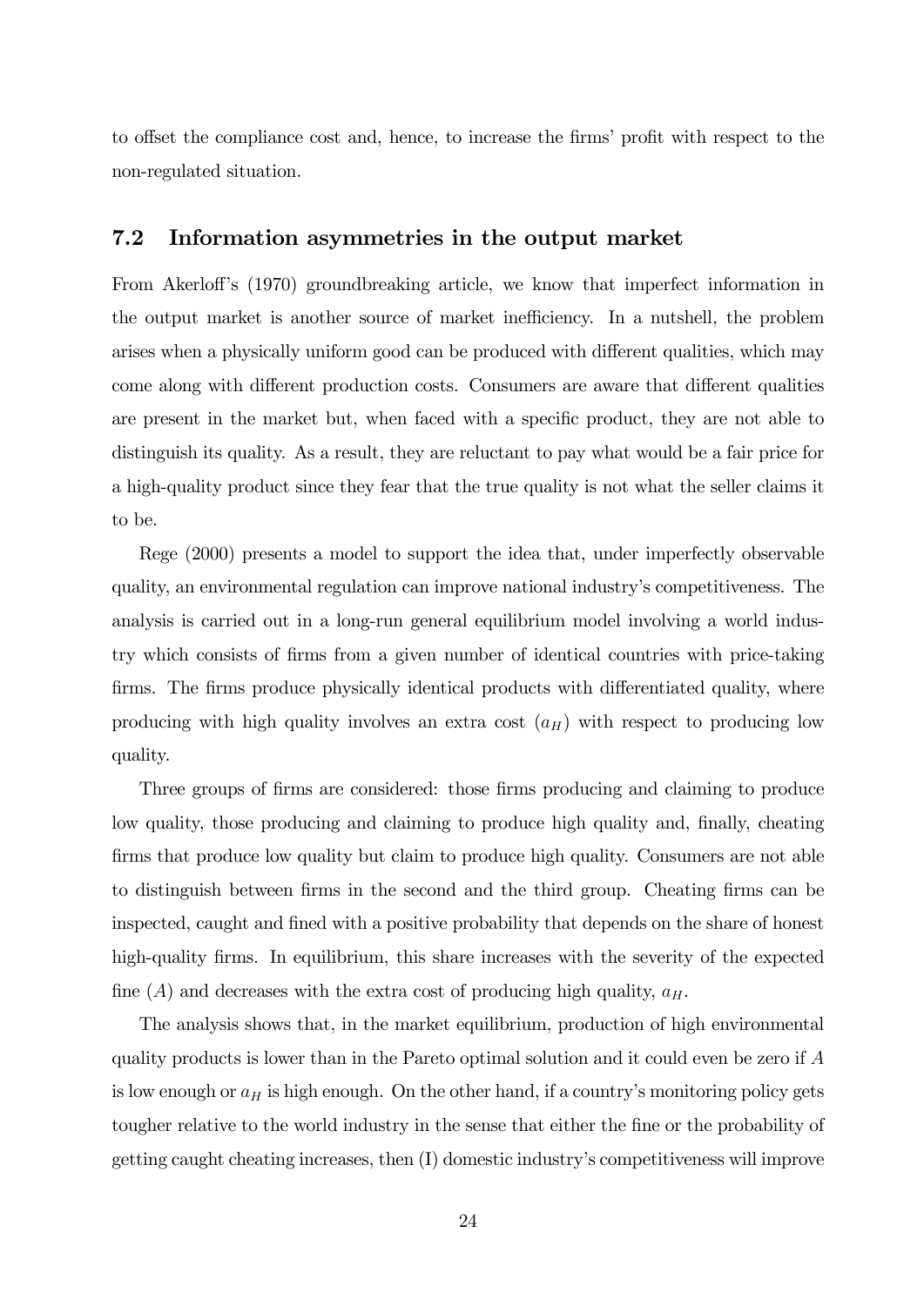to offset the compliance cost and, hence, to increase the firms' profit with respect to the non-regulated situation.

## 7.2 Information asymmetries in the output market

From Akerloff's (1970) groundbreaking article, we know that imperfect information in the output market is another source of market inefficiency. In a nutshell, the problem arises when a physically uniform good can be produced with different qualities, which may come along with different production costs. Consumers are aware that different qualities are present in the market but, when faced with a specific product, they are not able to distinguish its quality. As a result, they are reluctant to pay what would be a fair price for a high-quality product since they fear that the true quality is not what the seller claims it to be.

Rege (2000) presents a model to support the idea that, under imperfectly observable quality, an environmental regulation can improve national industry's competitiveness. The analysis is carried out in a long-run general equilibrium model involving a world industry which consists of firms from a given number of identical countries with price-taking firms. The firms produce physically identical products with differentiated quality, where producing with high quality involves an extra cost ($a_H$) with respect to producing low quality.

Three groups of firms are considered: those firms producing and claiming to produce low quality, those producing and claiming to produce high quality and, finally, cheating firms that produce low quality but claim to produce high quality. Consumers are not able to distinguish between firms in the second and the third group. Cheating firms can be inspected, caught and fined with a positive probability that depends on the share of honest high-quality firms. In equilibrium, this share increases with the severity of the expected fine ($A$) and decreases with the extra cost of producing high quality, $a_H$.

The analysis shows that, in the market equilibrium, production of high environmental quality products is lower than in the Pareto optimal solution and it could even be zero if $A$ is low enough or $a_H$ is high enough. On the other hand, if a country's monitoring policy gets tougher relative to the world industry in the sense that either the fine or the probability of getting caught cheating increases, then (I) domestic industry's competitiveness will improve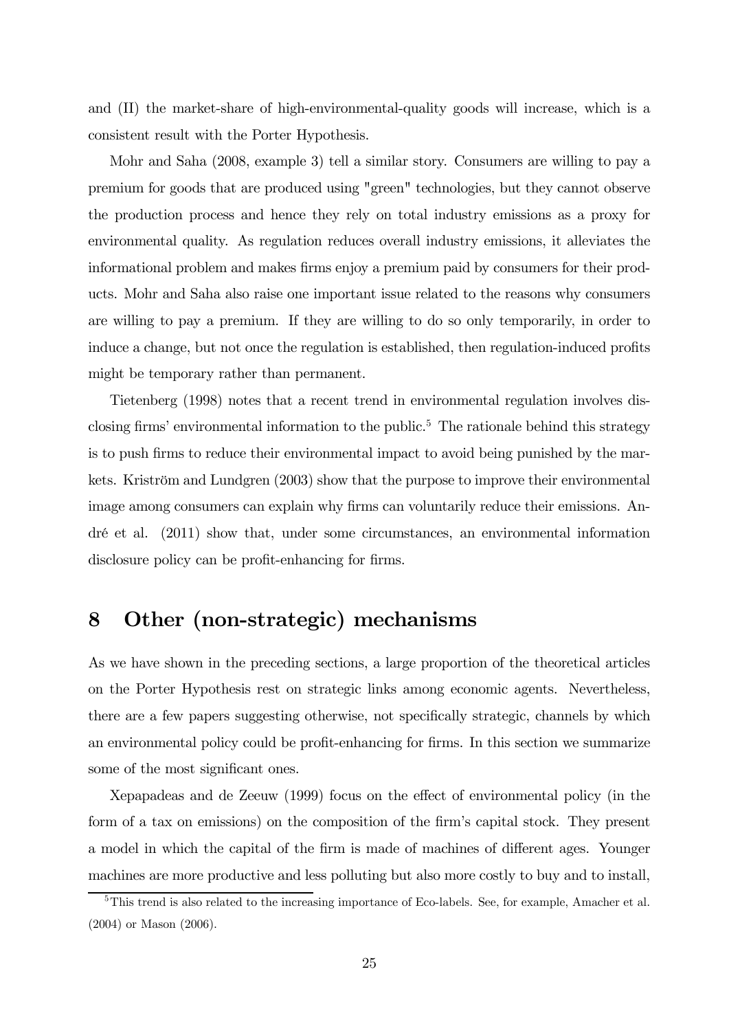and (II) the market-share of high-environmental-quality goods will increase, which is a consistent result with the Porter Hypothesis.

Mohr and Saha (2008, example 3) tell a similar story. Consumers are willing to pay a premium for goods that are produced using "green" technologies, but they cannot observe the production process and hence they rely on total industry emissions as a proxy for environmental quality. As regulation reduces overall industry emissions, it alleviates the informational problem and makes firms enjoy a premium paid by consumers for their products. Mohr and Saha also raise one important issue related to the reasons why consumers are willing to pay a premium. If they are willing to do so only temporarily, in order to induce a change, but not once the regulation is established, then regulation-induced profits might be temporary rather than permanent.

Tietenberg (1998) notes that a recent trend in environmental regulation involves disclosing firms' environmental information to the public.[5] The rationale behind this strategy is to push firms to reduce their environmental impact to avoid being punished by the markets. Kriström and Lundgren (2003) show that the purpose to improve their environmental image among consumers can explain why firms can voluntarily reduce their emissions. André et al. (2011) show that, under some circumstances, an environmental information disclosure policy can be profit-enhancing for firms.

# 8 Other (non-strategic) mechanisms

As we have shown in the preceding sections, a large proportion of the theoretical articles on the Porter Hypothesis rest on strategic links among economic agents. Nevertheless, there are a few papers suggesting otherwise, not specifically strategic, channels by which an environmental policy could be profit-enhancing for firms. In this section we summarize some of the most significant ones.

Xepapadeas and de Zeeuw (1999) focus on the effect of environmental policy (in the form of a tax on emissions) on the composition of the firm's capital stock. They present a model in which the capital of the firm is made of machines of different ages. Younger machines are more productive and less polluting but also more costly to buy and to install,

[5] This trend is also related to the increasing importance of Eco-labels. See, for example, Amacher et al. (2004) or Mason (2006).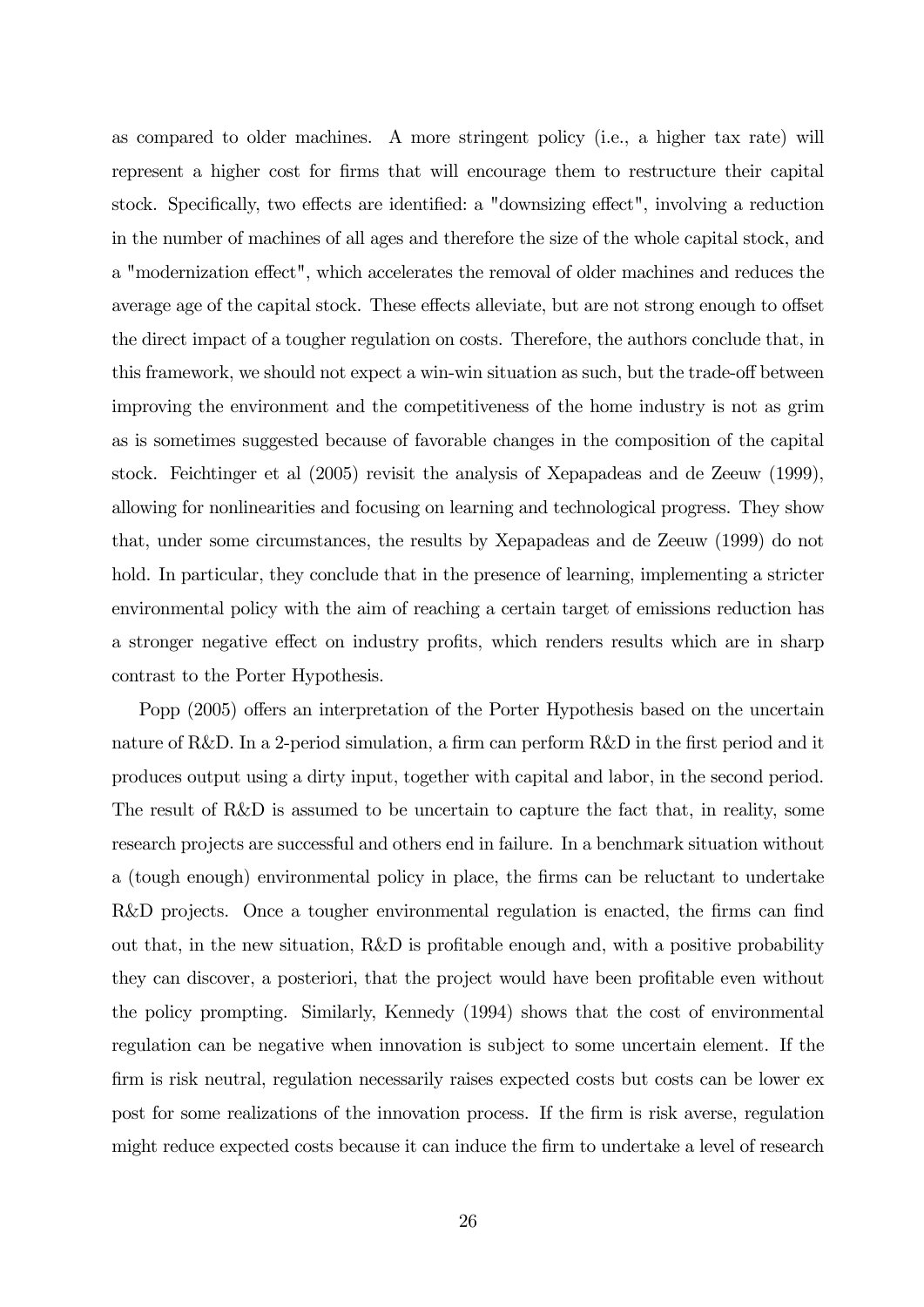as compared to older machines. A more stringent policy (i.e., a higher tax rate) will represent a higher cost for firms that will encourage them to restructure their capital stock. Specifically, two effects are identified: a "downsizing effect", involving a reduction in the number of machines of all ages and therefore the size of the whole capital stock, and a "modernization effect", which accelerates the removal of older machines and reduces the average age of the capital stock. These effects alleviate, but are not strong enough to offset the direct impact of a tougher regulation on costs. Therefore, the authors conclude that, in this framework, we should not expect a win-win situation as such, but the trade-off between improving the environment and the competitiveness of the home industry is not as grim as is sometimes suggested because of favorable changes in the composition of the capital stock. Feichtinger et al (2005) revisit the analysis of Xepapadeas and de Zeeuw (1999), allowing for nonlinearities and focusing on learning and technological progress. They show that, under some circumstances, the results by Xepapadeas and de Zeeuw (1999) do not hold. In particular, they conclude that in the presence of learning, implementing a stricter environmental policy with the aim of reaching a certain target of emissions reduction has a stronger negative effect on industry profits, which renders results which are in sharp contrast to the Porter Hypothesis.

Popp (2005) offers an interpretation of the Porter Hypothesis based on the uncertain nature of R&D. In a 2-period simulation, a firm can perform R&D in the first period and it produces output using a dirty input, together with capital and labor, in the second period. The result of R&D is assumed to be uncertain to capture the fact that, in reality, some research projects are successful and others end in failure. In a benchmark situation without a (tough enough) environmental policy in place, the firms can be reluctant to undertake R&D projects. Once a tougher environmental regulation is enacted, the firms can find out that, in the new situation, R&D is profitable enough and, with a positive probability they can discover, a posteriori, that the project would have been profitable even without the policy prompting. Similarly, Kennedy (1994) shows that the cost of environmental regulation can be negative when innovation is subject to some uncertain element. If the firm is risk neutral, regulation necessarily raises expected costs but costs can be lower ex post for some realizations of the innovation process. If the firm is risk averse, regulation might reduce expected costs because it can induce the firm to undertake a level of research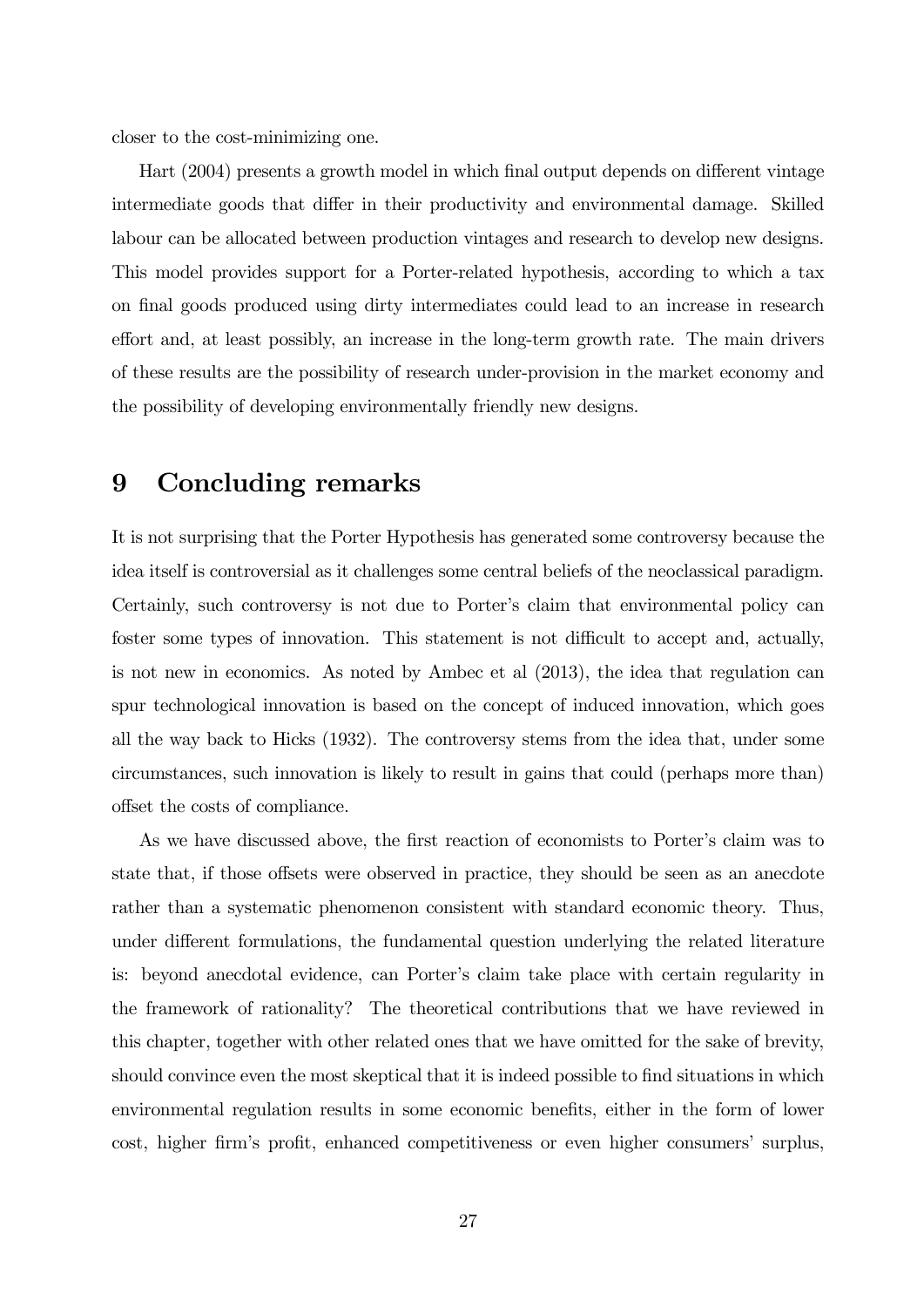closer to the cost-minimizing one.

Hart (2004) presents a growth model in which final output depends on different vintage intermediate goods that differ in their productivity and environmental damage. Skilled labour can be allocated between production vintages and research to develop new designs. This model provides support for a Porter-related hypothesis, according to which a tax on final goods produced using dirty intermediates could lead to an increase in research effort and, at least possibly, an increase in the long-term growth rate. The main drivers of these results are the possibility of research under-provision in the market economy and the possibility of developing environmentally friendly new designs.

# 9 Concluding remarks

It is not surprising that the Porter Hypothesis has generated some controversy because the idea itself is controversial as it challenges some central beliefs of the neoclassical paradigm. Certainly, such controversy is not due to Porter's claim that environmental policy can foster some types of innovation. This statement is not difficult to accept and, actually, is not new in economics. As noted by Ambec et al (2013), the idea that regulation can spur technological innovation is based on the concept of induced innovation, which goes all the way back to Hicks (1932). The controversy stems from the idea that, under some circumstances, such innovation is likely to result in gains that could (perhaps more than) offset the costs of compliance.

As we have discussed above, the first reaction of economists to Porter's claim was to state that, if those offsets were observed in practice, they should be seen as an anecdote rather than a systematic phenomenon consistent with standard economic theory. Thus, under different formulations, the fundamental question underlying the related literature is: beyond anecdotal evidence, can Porter's claim take place with certain regularity in the framework of rationality? The theoretical contributions that we have reviewed in this chapter, together with other related ones that we have omitted for the sake of brevity, should convince even the most skeptical that it is indeed possible to find situations in which environmental regulation results in some economic benefits, either in the form of lower cost, higher firm's profit, enhanced competitiveness or even higher consumers' surplus,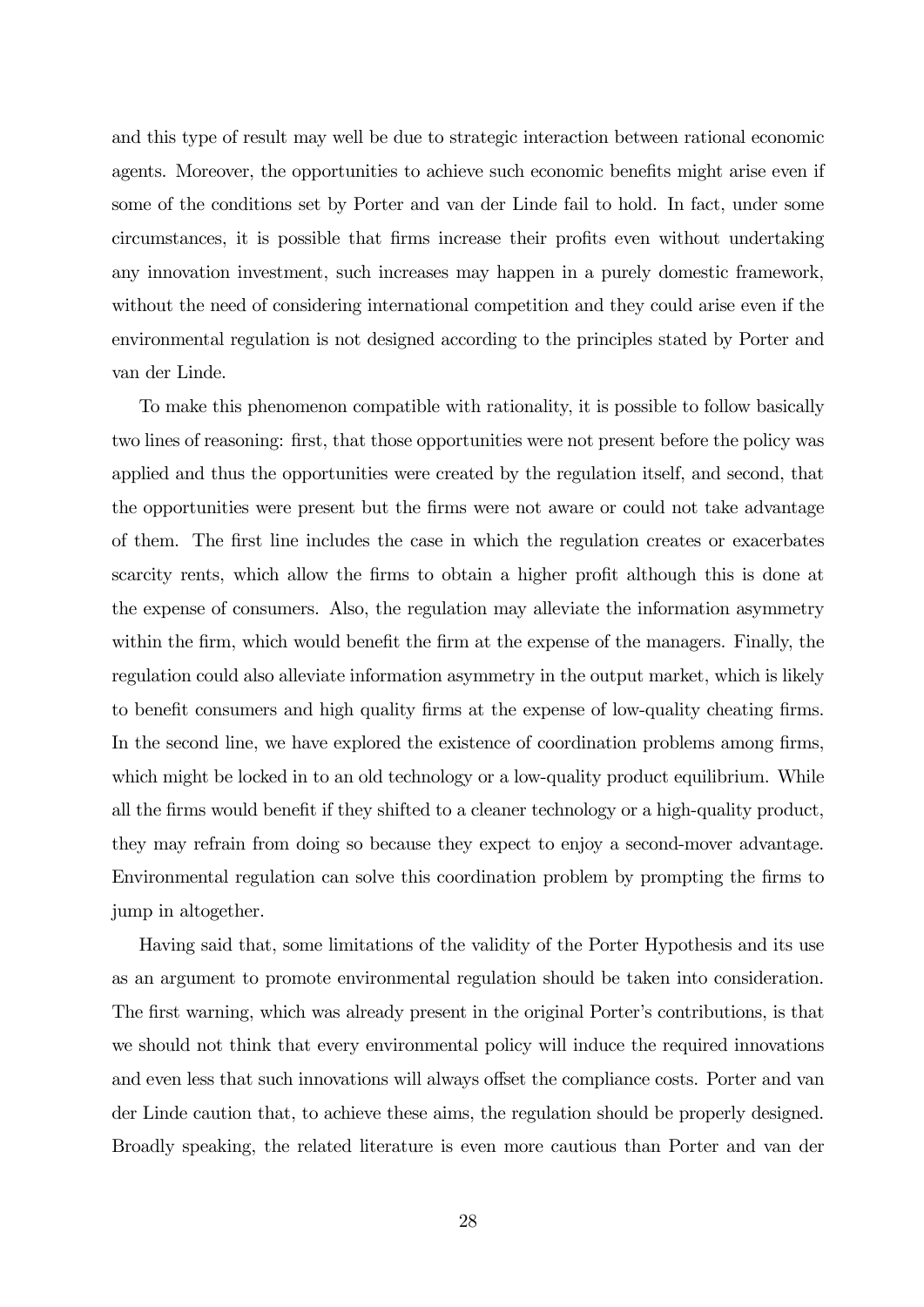and this type of result may well be due to strategic interaction between rational economic agents. Moreover, the opportunities to achieve such economic benefits might arise even if some of the conditions set by Porter and van der Linde fail to hold. In fact, under some circumstances, it is possible that firms increase their profits even without undertaking any innovation investment, such increases may happen in a purely domestic framework, without the need of considering international competition and they could arise even if the environmental regulation is not designed according to the principles stated by Porter and van der Linde.

To make this phenomenon compatible with rationality, it is possible to follow basically two lines of reasoning: first, that those opportunities were not present before the policy was applied and thus the opportunities were created by the regulation itself, and second, that the opportunities were present but the firms were not aware or could not take advantage of them. The first line includes the case in which the regulation creates or exacerbates scarcity rents, which allow the firms to obtain a higher profit although this is done at the expense of consumers. Also, the regulation may alleviate the information asymmetry within the firm, which would benefit the firm at the expense of the managers. Finally, the regulation could also alleviate information asymmetry in the output market, which is likely to benefit consumers and high quality firms at the expense of low-quality cheating firms. In the second line, we have explored the existence of coordination problems among firms, which might be locked in to an old technology or a low-quality product equilibrium. While all the firms would benefit if they shifted to a cleaner technology or a high-quality product, they may refrain from doing so because they expect to enjoy a second-mover advantage. Environmental regulation can solve this coordination problem by prompting the firms to jump in altogether.

Having said that, some limitations of the validity of the Porter Hypothesis and its use as an argument to promote environmental regulation should be taken into consideration. The first warning, which was already present in the original Porter's contributions, is that we should not think that every environmental policy will induce the required innovations and even less that such innovations will always offset the compliance costs. Porter and van der Linde caution that, to achieve these aims, the regulation should be properly designed. Broadly speaking, the related literature is even more cautious than Porter and van der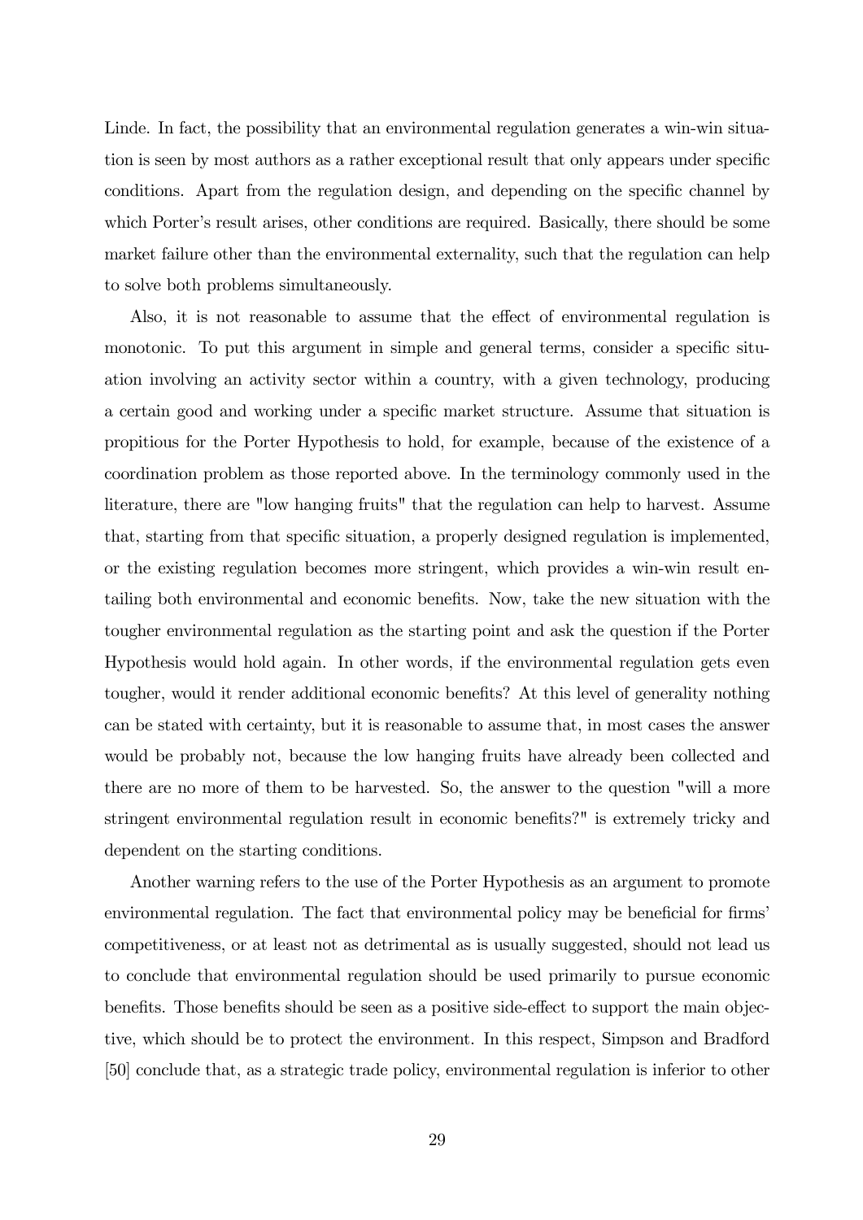Linde. In fact, the possibility that an environmental regulation generates a win-win situation is seen by most authors as a rather exceptional result that only appears under specific conditions. Apart from the regulation design, and depending on the specific channel by which Porter's result arises, other conditions are required. Basically, there should be some market failure other than the environmental externality, such that the regulation can help to solve both problems simultaneously.

Also, it is not reasonable to assume that the effect of environmental regulation is monotonic. To put this argument in simple and general terms, consider a specific situation involving an activity sector within a country, with a given technology, producing a certain good and working under a specific market structure. Assume that situation is propitious for the Porter Hypothesis to hold, for example, because of the existence of a coordination problem as those reported above. In the terminology commonly used in the literature, there are "low hanging fruits" that the regulation can help to harvest. Assume that, starting from that specific situation, a properly designed regulation is implemented, or the existing regulation becomes more stringent, which provides a win-win result entailing both environmental and economic benefits. Now, take the new situation with the tougher environmental regulation as the starting point and ask the question if the Porter Hypothesis would hold again. In other words, if the environmental regulation gets even tougher, would it render additional economic benefits? At this level of generality nothing can be stated with certainty, but it is reasonable to assume that, in most cases the answer would be probably not, because the low hanging fruits have already been collected and there are no more of them to be harvested. So, the answer to the question "will a more stringent environmental regulation result in economic benefits?" is extremely tricky and dependent on the starting conditions.

Another warning refers to the use of the Porter Hypothesis as an argument to promote environmental regulation. The fact that environmental policy may be beneficial for firms' competitiveness, or at least not as detrimental as is usually suggested, should not lead us to conclude that environmental regulation should be used primarily to pursue economic benefits. Those benefits should be seen as a positive side-effect to support the main objective, which should be to protect the environment. In this respect, Simpson and Bradford [50] conclude that, as a strategic trade policy, environmental regulation is inferior to other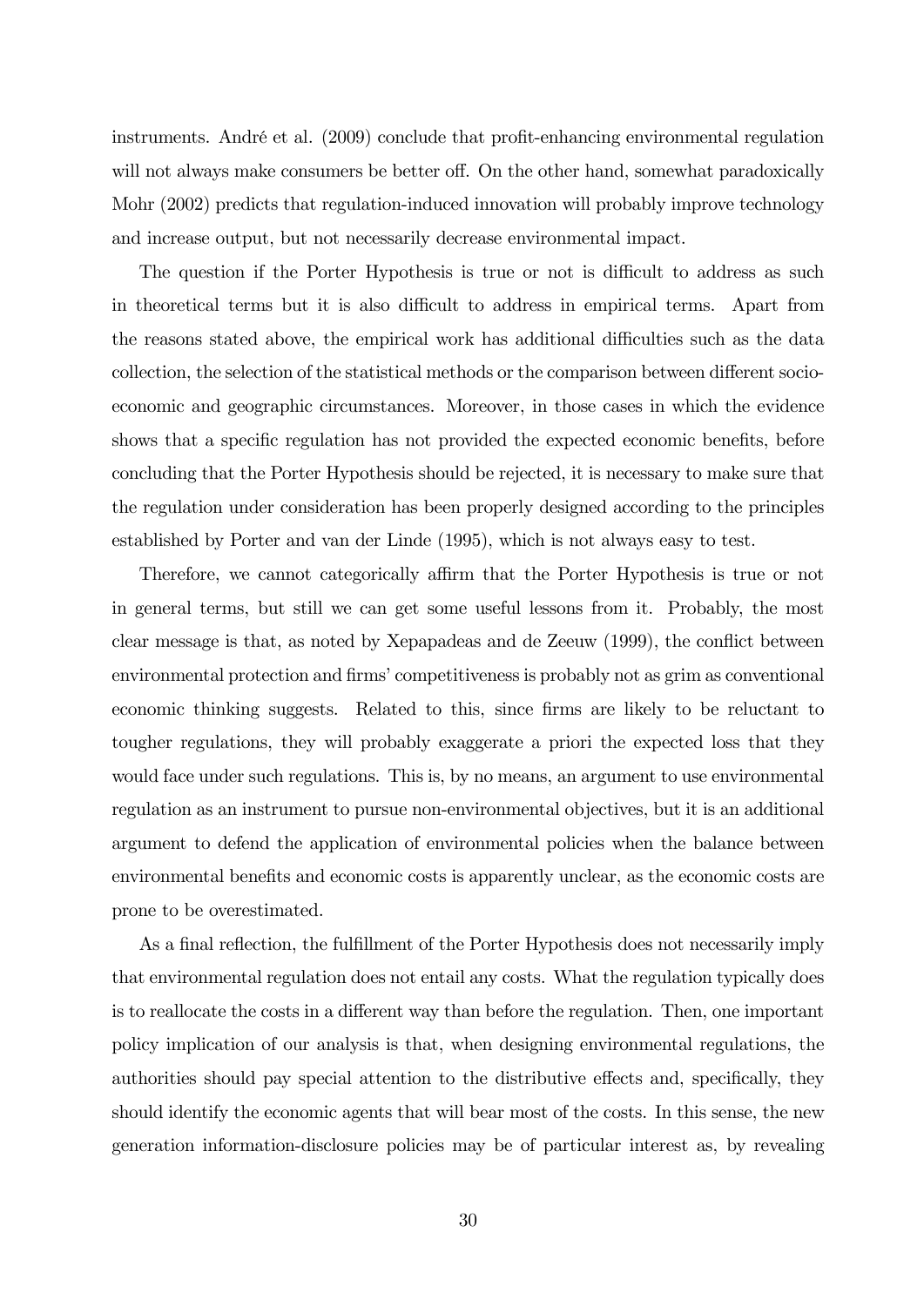instruments. André et al. (2009) conclude that profit-enhancing environmental regulation will not always make consumers be better off. On the other hand, somewhat paradoxically Mohr (2002) predicts that regulation-induced innovation will probably improve technology and increase output, but not necessarily decrease environmental impact.

The question if the Porter Hypothesis is true or not is difficult to address as such in theoretical terms but it is also difficult to address in empirical terms. Apart from the reasons stated above, the empirical work has additional difficulties such as the data collection, the selection of the statistical methods or the comparison between different socio-economic and geographic circumstances. Moreover, in those cases in which the evidence shows that a specific regulation has not provided the expected economic benefits, before concluding that the Porter Hypothesis should be rejected, it is necessary to make sure that the regulation under consideration has been properly designed according to the principles established by Porter and van der Linde (1995), which is not always easy to test.

Therefore, we cannot categorically affirm that the Porter Hypothesis is true or not in general terms, but still we can get some useful lessons from it. Probably, the most clear message is that, as noted by Xepapadeas and de Zeeuw (1999), the conflict between environmental protection and firms' competitiveness is probably not as grim as conventional economic thinking suggests. Related to this, since firms are likely to be reluctant to tougher regulations, they will probably exaggerate a priori the expected loss that they would face under such regulations. This is, by no means, an argument to use environmental regulation as an instrument to pursue non-environmental objectives, but it is an additional argument to defend the application of environmental policies when the balance between environmental benefits and economic costs is apparently unclear, as the economic costs are prone to be overestimated.

As a final reflection, the fulfillment of the Porter Hypothesis does not necessarily imply that environmental regulation does not entail any costs. What the regulation typically does is to reallocate the costs in a different way than before the regulation. Then, one important policy implication of our analysis is that, when designing environmental regulations, the authorities should pay special attention to the distributive effects and, specifically, they should identify the economic agents that will bear most of the costs. In this sense, the new generation information-disclosure policies may be of particular interest as, by revealing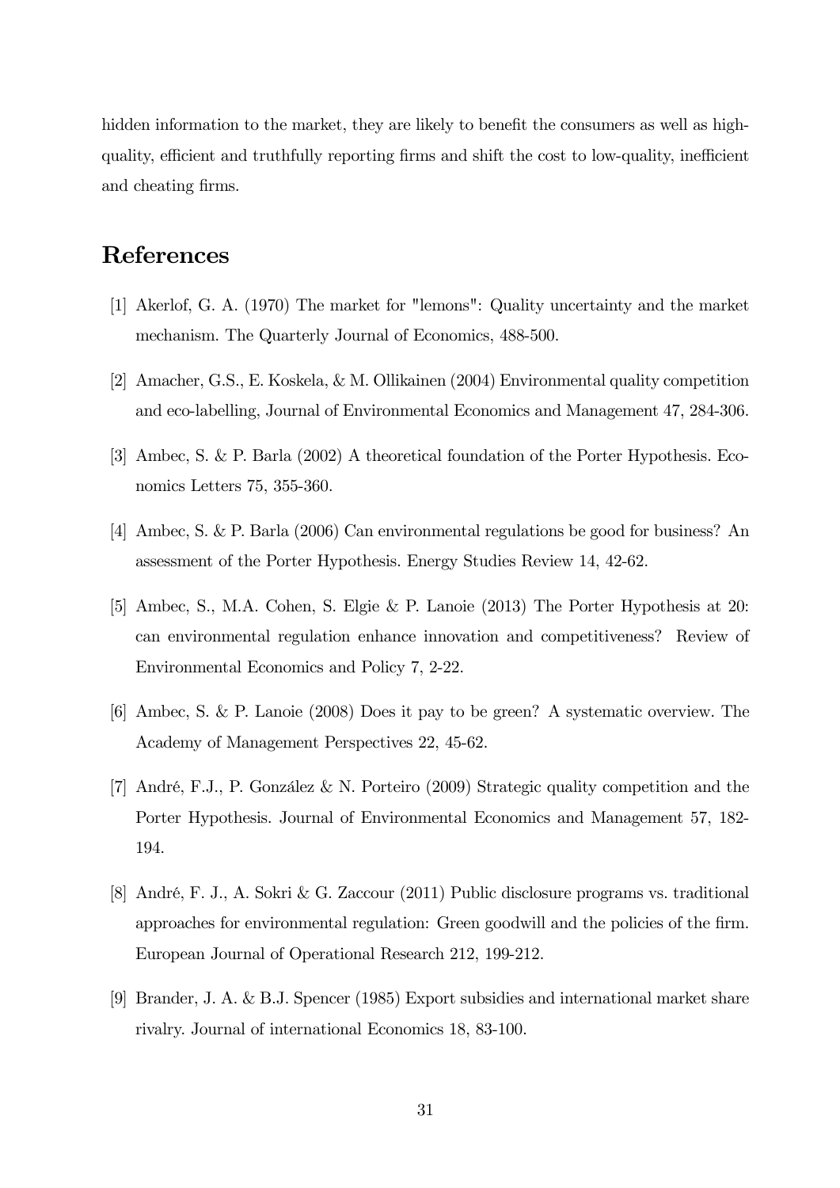hidden information to the market, they are likely to benefit the consumers as well as high-quality, efficient and truthfully reporting firms and shift the cost to low-quality, inefficient and cheating firms.

# References

[1] Akerlof, G. A. (1970) The market for "lemons": Quality uncertainty and the market mechanism. The Quarterly Journal of Economics, 488-500.

[2] Amacher, G.S., E. Koskela, & M. Ollikainen (2004) Environmental quality competition and eco-labelling, Journal of Environmental Economics and Management 47, 284-306.

[3] Ambec, S. & P. Barla (2002) A theoretical foundation of the Porter Hypothesis. Economics Letters 75, 355-360.

[4] Ambec, S. & P. Barla (2006) Can environmental regulations be good for business? An assessment of the Porter Hypothesis. Energy Studies Review 14, 42-62.

[5] Ambec, S., M.A. Cohen, S. Elgie & P. Lanoie (2013) The Porter Hypothesis at 20: can environmental regulation enhance innovation and competitiveness? Review of Environmental Economics and Policy 7, 2-22.

[6] Ambec, S. & P. Lanoie (2008) Does it pay to be green? A systematic overview. The Academy of Management Perspectives 22, 45-62.

[7] André, F.J., P. González & N. Porteiro (2009) Strategic quality competition and the Porter Hypothesis. Journal of Environmental Economics and Management 57, 182-194.

[8] André, F. J., A. Sokri & G. Zaccour (2011) Public disclosure programs vs. traditional approaches for environmental regulation: Green goodwill and the policies of the firm. European Journal of Operational Research 212, 199-212.

[9] Brander, J. A. & B.J. Spencer (1985) Export subsidies and international market share rivalry. Journal of international Economics 18, 83-100.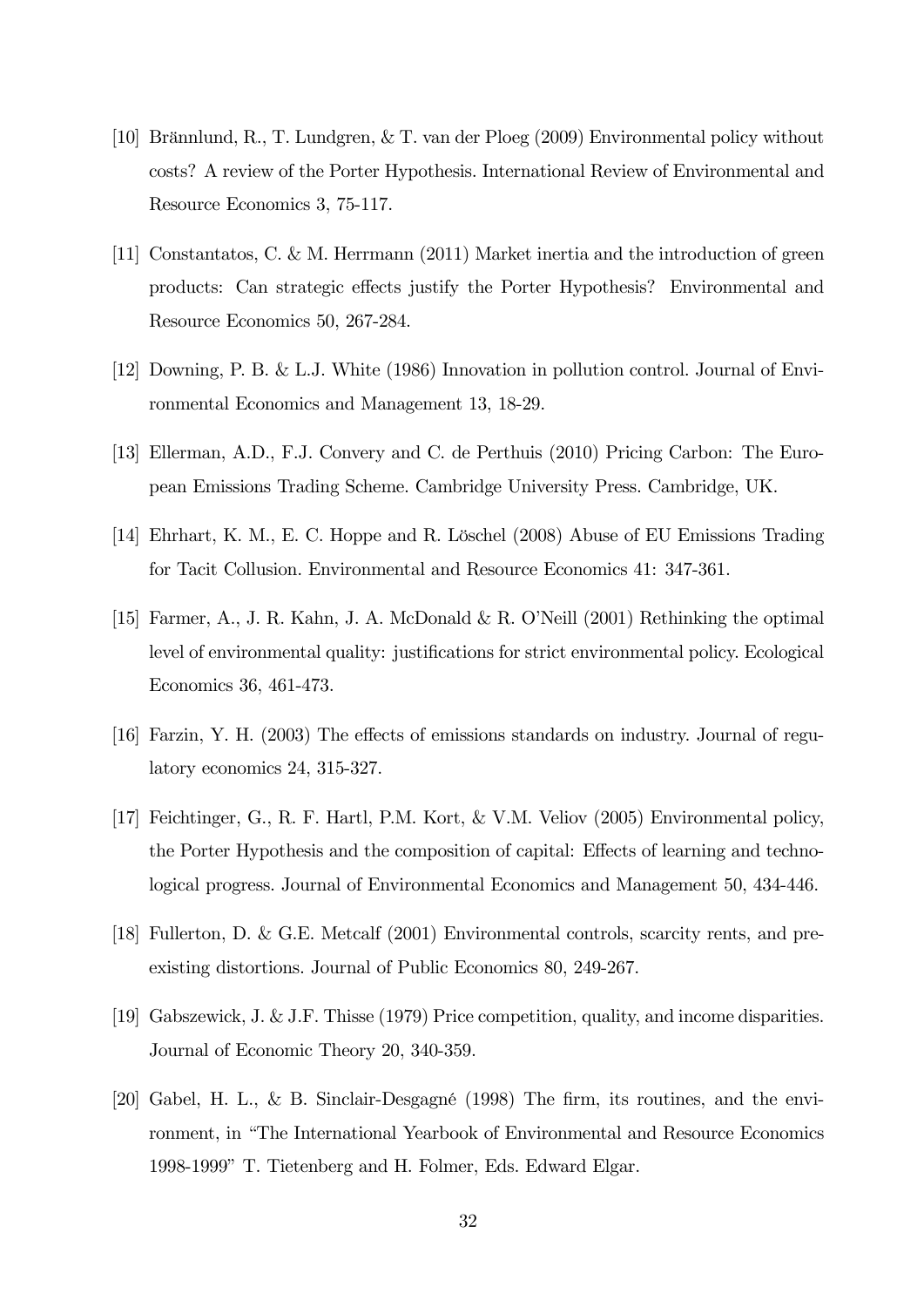[10] Brännlund, R., T. Lundgren, & T. van der Ploeg (2009) Environmental policy without costs? A review of the Porter Hypothesis. International Review of Environmental and Resource Economics 3, 75-117.

[11] Constantatos, C. & M. Herrmann (2011) Market inertia and the introduction of green products: Can strategic effects justify the Porter Hypothesis? Environmental and Resource Economics 50, 267-284.

[12] Downing, P. B. & L.J. White (1986) Innovation in pollution control. Journal of Environmental Economics and Management 13, 18-29.

[13] Ellerman, A.D., F.J. Convery and C. de Perthuis (2010) Pricing Carbon: The European Emissions Trading Scheme. Cambridge University Press. Cambridge, UK.

[14] Ehrhart, K. M., E. C. Hoppe and R. Löschel (2008) Abuse of EU Emissions Trading for Tacit Collusion. Environmental and Resource Economics 41: 347-361.

[15] Farmer, A., J. R. Kahn, J. A. McDonald & R. O'Neill (2001) Rethinking the optimal level of environmental quality: justifications for strict environmental policy. Ecological Economics 36, 461-473.

[16] Farzin, Y. H. (2003) The effects of emissions standards on industry. Journal of regulatory economics 24, 315-327.

[17] Feichtinger, G., R. F. Hartl, P.M. Kort, & V.M. Veliov (2005) Environmental policy, the Porter Hypothesis and the composition of capital: Effects of learning and technological progress. Journal of Environmental Economics and Management 50, 434-446.

[18] Fullerton, D. & G.E. Metcalf (2001) Environmental controls, scarcity rents, and preexisting distortions. Journal of Public Economics 80, 249-267.

[19] Gabszewick, J. & J.F. Thisse (1979) Price competition, quality, and income disparities. Journal of Economic Theory 20, 340-359.

[20] Gabel, H. L., & B. Sinclair-Desgagné (1998) The firm, its routines, and the environment, in "The International Yearbook of Environmental and Resource Economics 1998-1999" T. Tietenberg and H. Folmer, Eds. Edward Elgar.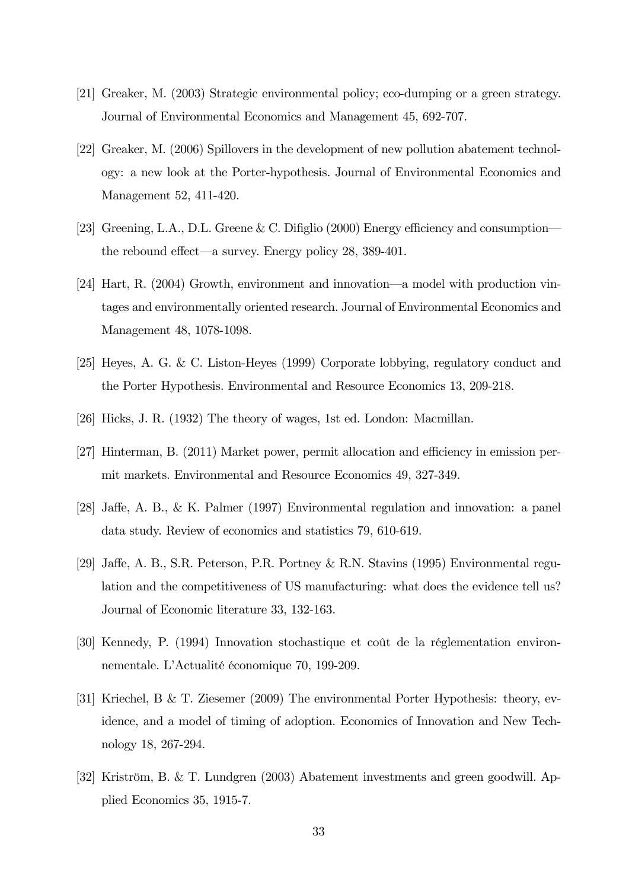[21] Greaker, M. (2003) Strategic environmental policy; eco-dumping or a green strategy. Journal of Environmental Economics and Management 45, 692-707.

[22] Greaker, M. (2006) Spillovers in the development of new pollution abatement technology: a new look at the Porter-hypothesis. Journal of Environmental Economics and Management 52, 411-420.

[23] Greening, L.A., D.L. Greene & C. Difiglio (2000) Energy efficiency and consumption—the rebound effect—a survey. Energy policy 28, 389-401.

[24] Hart, R. (2004) Growth, environment and innovation—a model with production vintages and environmentally oriented research. Journal of Environmental Economics and Management 48, 1078-1098.

[25] Heyes, A. G. & C. Liston-Heyes (1999) Corporate lobbying, regulatory conduct and the Porter Hypothesis. Environmental and Resource Economics 13, 209-218.

[26] Hicks, J. R. (1932) The theory of wages, 1st ed. London: Macmillan.

[27] Hinterman, B. (2011) Market power, permit allocation and efficiency in emission permit markets. Environmental and Resource Economics 49, 327-349.

[28] Jaffe, A. B., & K. Palmer (1997) Environmental regulation and innovation: a panel data study. Review of economics and statistics 79, 610-619.

[29] Jaffe, A. B., S.R. Peterson, P.R. Portney & R.N. Stavins (1995) Environmental regulation and the competitiveness of US manufacturing: what does the evidence tell us? Journal of Economic literature 33, 132-163.

[30] Kennedy, P. (1994) Innovation stochastique et coût de la réglementation environnementale. L'Actualité économique 70, 199-209.

[31] Kriechel, B & T. Ziesemer (2009) The environmental Porter Hypothesis: theory, evidence, and a model of timing of adoption. Economics of Innovation and New Technology 18, 267-294.

[32] Kriström, B. & T. Lundgren (2003) Abatement investments and green goodwill. Applied Economics 35, 1915-7.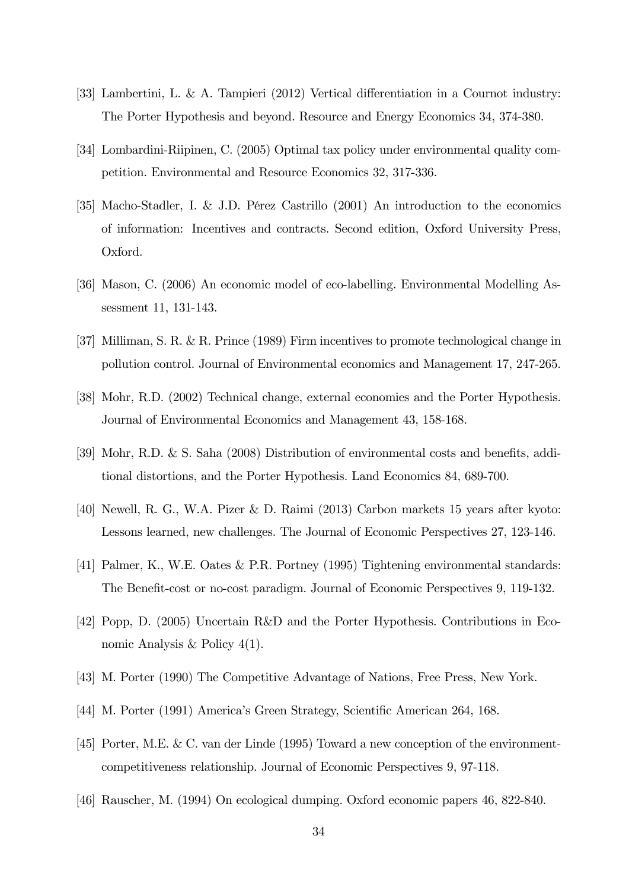[33] Lambertini, L. & A. Tampieri (2012) Vertical differentiation in a Cournot industry: The Porter Hypothesis and beyond. Resource and Energy Economics 34, 374-380.

[34] Lombardini-Riipinen, C. (2005) Optimal tax policy under environmental quality competition. Environmental and Resource Economics 32, 317-336.

[35] Macho-Stadler, I. & J.D. Pérez Castrillo (2001) An introduction to the economics of information: Incentives and contracts. Second edition, Oxford University Press, Oxford.

[36] Mason, C. (2006) An economic model of eco-labelling. Environmental Modelling Assessment 11, 131-143.

[37] Milliman, S. R. & R. Prince (1989) Firm incentives to promote technological change in pollution control. Journal of Environmental economics and Management 17, 247-265.

[38] Mohr, R.D. (2002) Technical change, external economies and the Porter Hypothesis. Journal of Environmental Economics and Management 43, 158-168.

[39] Mohr, R.D. & S. Saha (2008) Distribution of environmental costs and benefits, additional distortions, and the Porter Hypothesis. Land Economics 84, 689-700.

[40] Newell, R. G., W.A. Pizer & D. Raimi (2013) Carbon markets 15 years after kyoto: Lessons learned, new challenges. The Journal of Economic Perspectives 27, 123-146.

[41] Palmer, K., W.E. Oates & P.R. Portney (1995) Tightening environmental standards: The Benefit-cost or no-cost paradigm. Journal of Economic Perspectives 9, 119-132.

[42] Popp, D. (2005) Uncertain R&D and the Porter Hypothesis. Contributions in Economic Analysis & Policy 4(1).

[43] M. Porter (1990) The Competitive Advantage of Nations, Free Press, New York.

[44] M. Porter (1991) America's Green Strategy, Scientific American 264, 168.

[45] Porter, M.E. & C. van der Linde (1995) Toward a new conception of the environment-competitiveness relationship. Journal of Economic Perspectives 9, 97-118.

[46] Rauscher, M. (1994) On ecological dumping. Oxford economic papers 46, 822-840.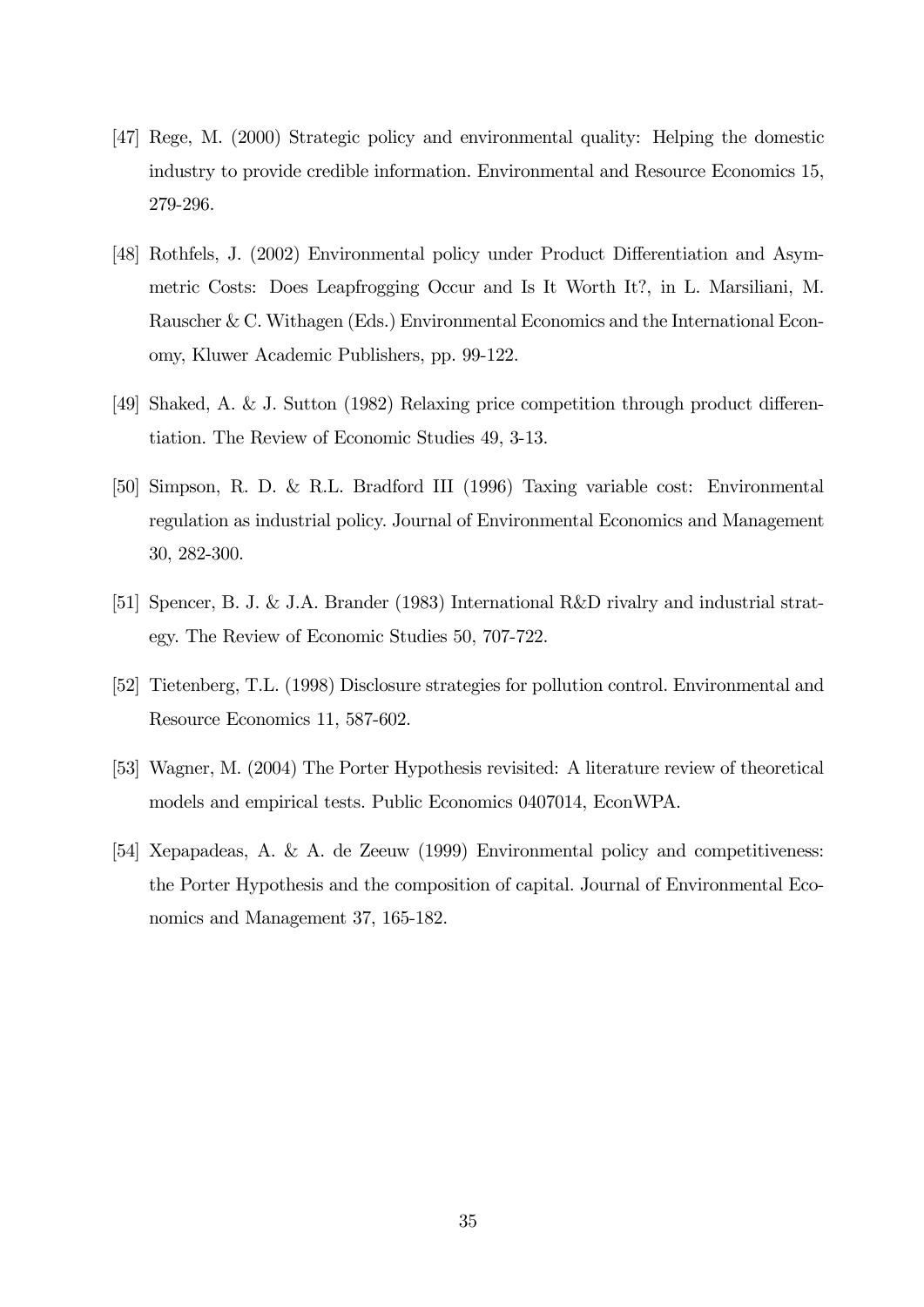[47] Rege, M. (2000) Strategic policy and environmental quality: Helping the domestic industry to provide credible information. Environmental and Resource Economics 15, 279-296.

[48] Rothfels, J. (2002) Environmental policy under Product Differentiation and Asymmetric Costs: Does Leapfrogging Occur and Is It Worth It?, in L. Marsiliani, M. Rauscher & C. Withagen (Eds.) Environmental Economics and the International Economy, Kluwer Academic Publishers, pp. 99-122.

[49] Shaked, A. & J. Sutton (1982) Relaxing price competition through product differentiation. The Review of Economic Studies 49, 3-13.

[50] Simpson, R. D. & R.L. Bradford III (1996) Taxing variable cost: Environmental regulation as industrial policy. Journal of Environmental Economics and Management 30, 282-300.

[51] Spencer, B. J. & J.A. Brander (1983) International R&D rivalry and industrial strategy. The Review of Economic Studies 50, 707-722.

[52] Tietenberg, T.L. (1998) Disclosure strategies for pollution control. Environmental and Resource Economics 11, 587-602.

[53] Wagner, M. (2004) The Porter Hypothesis revisited: A literature review of theoretical models and empirical tests. Public Economics 0407014, EconWPA.

[54] Xepapadeas, A. & A. de Zeeuw (1999) Environmental policy and competitiveness: the Porter Hypothesis and the composition of capital. Journal of Environmental Economics and Management 37, 165-182.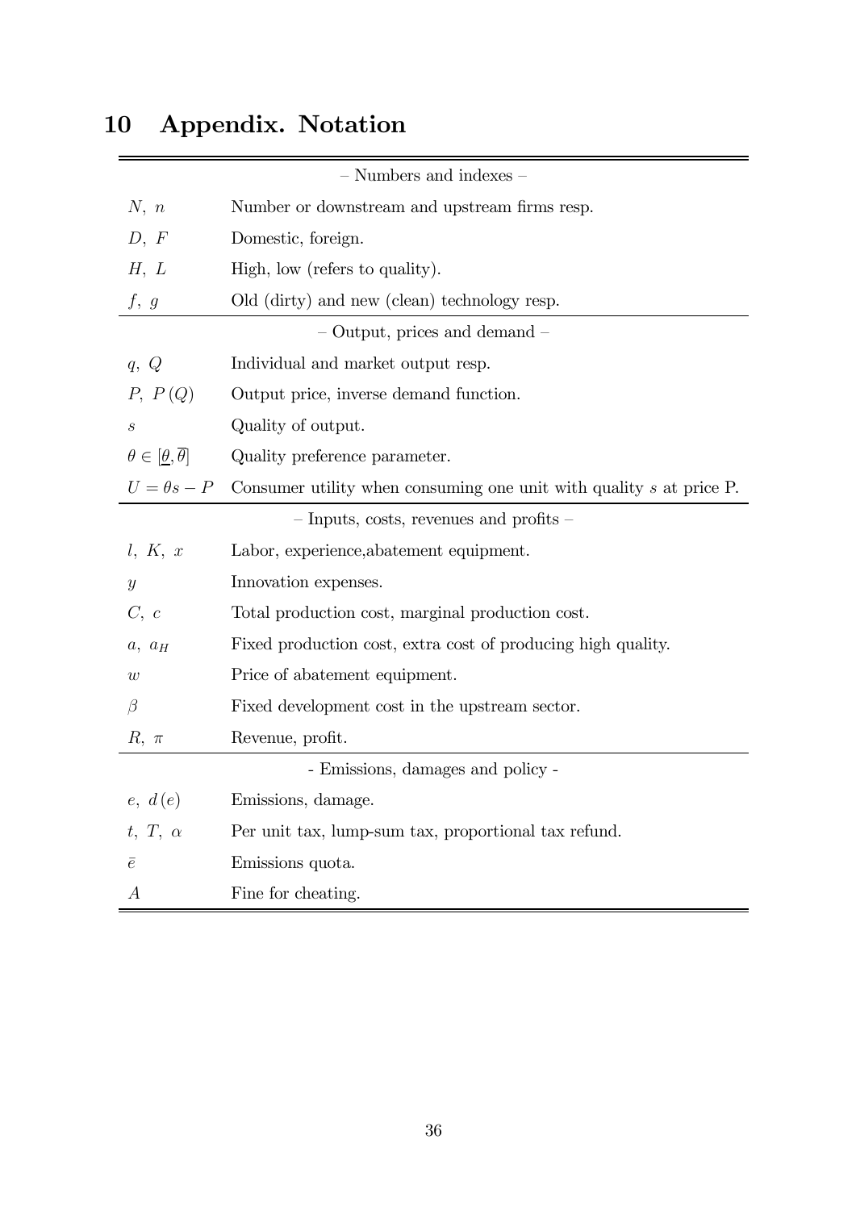# 10 Appendix. Notation

| | |
|---|---|
| – Numbers and indexes – | |
| $N,\ n$ | Number or downstream and upstream firms resp. |
| $D,\ F$ | Domestic, foreign. |
| $H,\ L$ | High, low (refers to quality). |
| $f,\ g$ | Old (dirty) and new (clean) technology resp. |
| – Output, prices and demand – | |
| $q,\ Q$ | Individual and market output resp. |
| $P,\ P(Q)$ | Output price, inverse demand function. |
| $s$ | Quality of output. |
| $\theta \in [\underline{\theta}, \overline{\theta}]$ | Quality preference parameter. |
| $U = \theta s - P$ | Consumer utility when consuming one unit with quality $s$ at price P. |
| – Inputs, costs, revenues and profits – | |
| $l,\ K,\ x$ | Labor, experience,abatement equipment. |
| $y$ | Innovation expenses. |
| $C,\ c$ | Total production cost, marginal production cost. |
| $a,\ a_H$ | Fixed production cost, extra cost of producing high quality. |
| $w$ | Price of abatement equipment. |
| $\beta$ | Fixed development cost in the upstream sector. |
| $R,\ \pi$ | Revenue, profit. |
| - Emissions, damages and policy - | |
| $e,\ d(e)$ | Emissions, damage. |
| $t,\ T,\ \alpha$ | Per unit tax, lump-sum tax, proportional tax refund. |
| $\bar{e}$ | Emissions quota. |
| $A$ | Fine for cheating. |